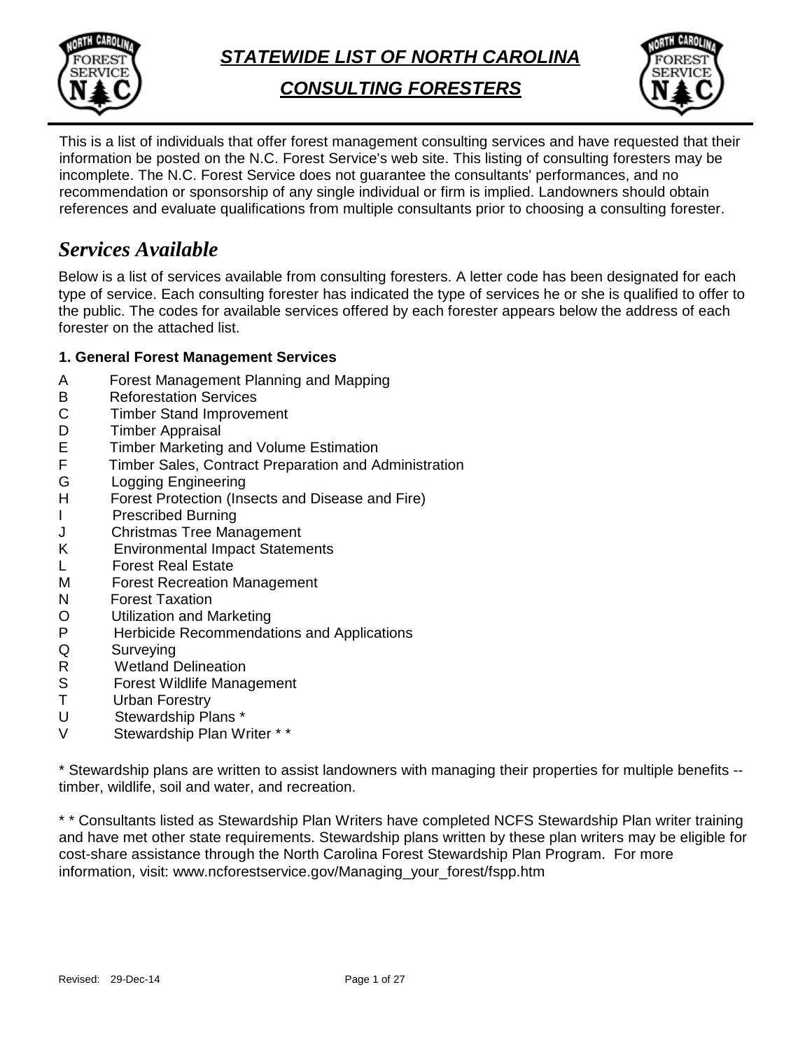# *STATEWIDE LIST OF NORTH CAROLINA*

# *CONSULTING FORESTERS*

This is a list of individuals that offer forest management consulting services and have requested that their information be posted on the N.C. Forest Service's web site. This listing of consulting foresters may be incomplete. The N.C. Forest Service does not guarantee the consultants' performances, and no recommendation or sponsorship of any single individual or firm is implied. Landowners should obtain references and evaluate qualifications from multiple consultants prior to choosing a consulting forester.

## *Services Available*

Below is a list of services available from consulting foresters. A letter code has been designated for each type of service. Each consulting forester has indicated the type of services he or she is qualified to offer to the public. The codes for available services offered by each forester appears below the address of each forester on the attached list.

**1. General Forest Management Services**

A Forest Management Planning and Mapping
B Reforestation Services
C Timber Stand Improvement
D Timber Appraisal
E Timber Marketing and Volume Estimation
F Timber Sales, Contract Preparation and Administration
G Logging Engineering
H Forest Protection (Insects and Disease and Fire)
I Prescribed Burning
J Christmas Tree Management
K Environmental Impact Statements
L Forest Real Estate
M Forest Recreation Management
N Forest Taxation
O Utilization and Marketing
P Herbicide Recommendations and Applications
Q Surveying
R Wetland Delineation
S Forest Wildlife Management
T Urban Forestry
U Stewardship Plans *
V Stewardship Plan Writer * *

\* Stewardship plans are written to assist landowners with managing their properties for multiple benefits -- timber, wildlife, soil and water, and recreation.

\* \* Consultants listed as Stewardship Plan Writers have completed NCFS Stewardship Plan writer training and have met other state requirements. Stewardship plans written by these plan writers may be eligible for cost-share assistance through the North Carolina Forest Stewardship Plan Program. For more information, visit: www.ncforestservice.gov/Managing_your_forest/fspp.htm

Revised: 29-Dec-14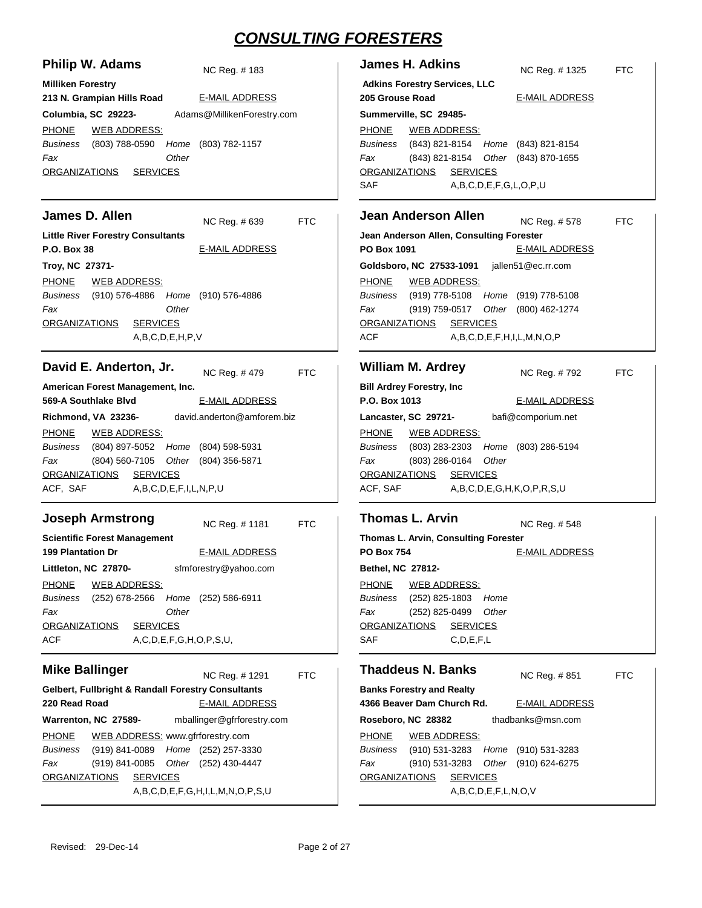# CONSULTING FORESTERS

## Philip W. Adams

NC Reg. # 183

**Milliken Forestry**
**213 N. Grampian Hills Road**
**Columbia, SC 29223-**

E-MAIL ADDRESS: Adams@MillikenForestry.com

PHONE / WEB ADDRESS:
*Business* (803) 788-0590 *Home* (803) 782-1157
*Fax* *Other*

ORGANIZATIONS / SERVICES:

## James H. Adkins

NC Reg. # 1325 FTC

**Adkins Forestry Services, LLC**
**205 Grouse Road**
**Summerville, SC 29485-**

E-MAIL ADDRESS:

PHONE / WEB ADDRESS:
*Business* (843) 821-8154 *Home* (843) 821-8154
*Fax* (843) 821-8154 *Other* (843) 870-1655

ORGANIZATIONS / SERVICES:
SAF A,B,C,D,E,F,G,L,O,P,U

## James D. Allen

NC Reg. # 639 FTC

**Little River Forestry Consultants**
**P.O. Box 38**
**Troy, NC 27371-**

E-MAIL ADDRESS:

PHONE / WEB ADDRESS:
*Business* (910) 576-4886 *Home* (910) 576-4886
*Fax* *Other*

ORGANIZATIONS / SERVICES:
A,B,C,D,E,H,P,V

## Jean Anderson Allen

NC Reg. # 578 FTC

**Jean Anderson Allen, Consulting Forester**
**PO Box 1091**
**Goldsboro, NC 27533-1091**

E-MAIL ADDRESS: jallen51@ec.rr.com

PHONE / WEB ADDRESS:
*Business* (919) 778-5108 *Home* (919) 778-5108
*Fax* (919) 759-0517 *Other* (800) 462-1274

ORGANIZATIONS / SERVICES:
ACF A,B,C,D,E,F,H,I,L,M,N,O,P

## David E. Anderton, Jr.

NC Reg. # 479 FTC

**American Forest Management, Inc.**
**569-A Southlake Blvd**
**Richmond, VA 23236-**

E-MAIL ADDRESS: david.anderton@amforem.biz

PHONE / WEB ADDRESS:
*Business* (804) 897-5052 *Home* (804) 598-5931
*Fax* (804) 560-7105 *Other* (804) 356-5871

ORGANIZATIONS / SERVICES:
ACF, SAF A,B,C,D,E,F,I,L,N,P,U

## William M. Ardrey

NC Reg. # 792 FTC

**Bill Ardrey Forestry, Inc**
**P.O. Box 1013**
**Lancaster, SC 29721-**

E-MAIL ADDRESS: bafi@comporium.net

PHONE / WEB ADDRESS:
*Business* (803) 283-2303 *Home* (803) 286-5194
*Fax* (803) 286-0164 *Other*

ORGANIZATIONS / SERVICES:
ACF, SAF A,B,C,D,E,G,H,K,O,P,R,S,U

## Joseph Armstrong

NC Reg. # 1181 FTC

**Scientific Forest Management**
**199 Plantation Dr**
**Littleton, NC 27870-**

E-MAIL ADDRESS: sfmforestry@yahoo.com

PHONE / WEB ADDRESS:
*Business* (252) 678-2566 *Home* (252) 586-6911
*Fax* *Other*

ORGANIZATIONS / SERVICES:
ACF A,C,D,E,F,G,H,O,P,S,U,

## Thomas L. Arvin

NC Reg. # 548

**Thomas L. Arvin, Consulting Forester**
**PO Box 754**
**Bethel, NC 27812-**

E-MAIL ADDRESS:

PHONE / WEB ADDRESS:
*Business* (252) 825-1803 *Home*
*Fax* (252) 825-0499 *Other*

ORGANIZATIONS / SERVICES:
SAF C,D,E,F,L

## Mike Ballinger

NC Reg. # 1291 FTC

**Gelbert, Fullbright & Randall Forestry Consultants**
**220 Read Road**
**Warrenton, NC 27589-**

E-MAIL ADDRESS: mballinger@gfrforestry.com

PHONE / WEB ADDRESS: www.gfrforestry.com
*Business* (919) 841-0089 *Home* (252) 257-3330
*Fax* (919) 841-0085 *Other* (252) 430-4447

ORGANIZATIONS / SERVICES:
A,B,C,D,E,F,G,H,I,L,M,N,O,P,S,U

## Thaddeus N. Banks

NC Reg. # 851 FTC

**Banks Forestry and Realty**
**4366 Beaver Dam Church Rd.**
**Roseboro, NC 28382**

E-MAIL ADDRESS: thadbanks@msn.com

PHONE / WEB ADDRESS:
*Business* (910) 531-3283 *Home* (910) 531-3283
*Fax* (910) 531-3283 *Other* (910) 624-6275

ORGANIZATIONS / SERVICES:
A,B,C,D,E,F,L,N,O,V

Revised: 29-Dec-14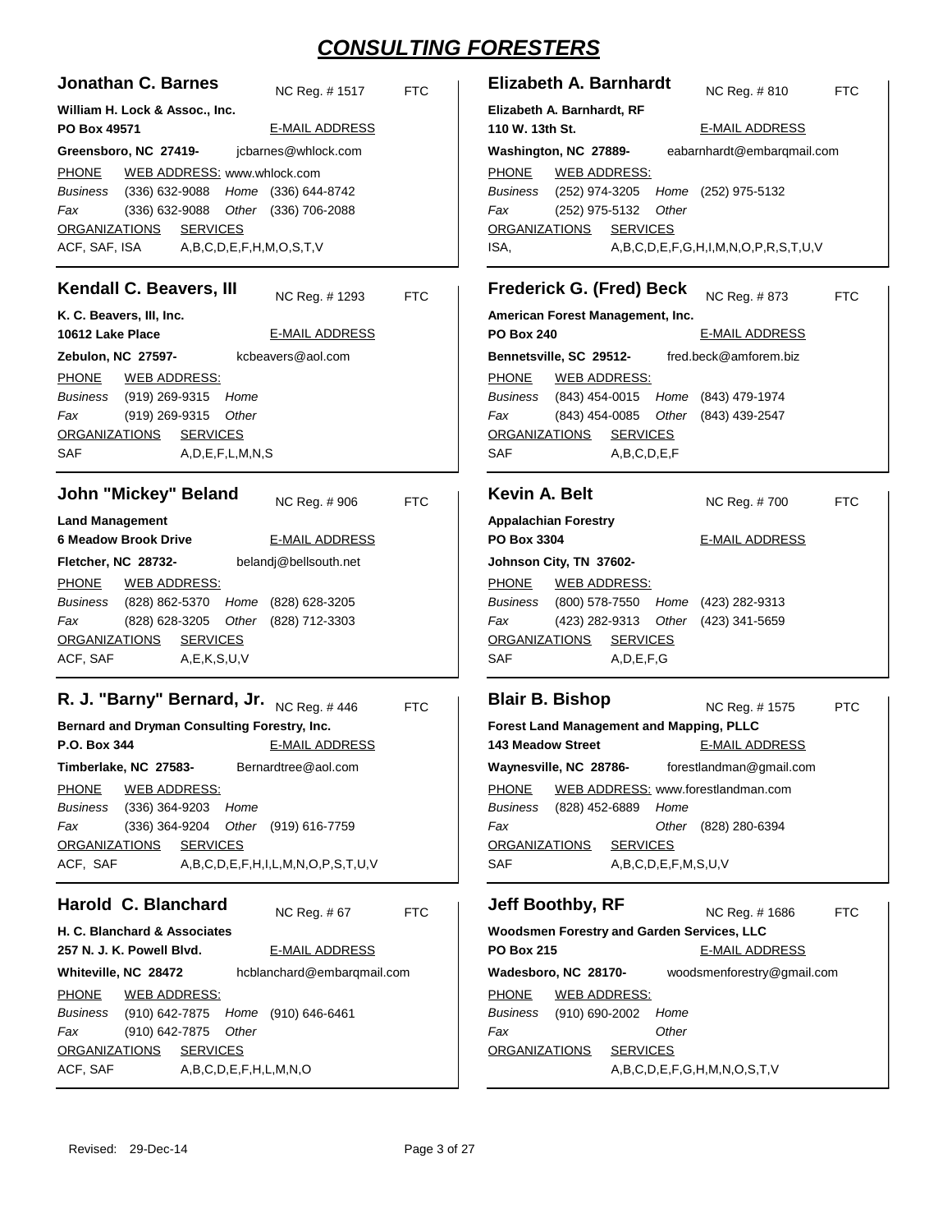# CONSULTING FORESTERS

## Jonathan C. Barnes

NC Reg. # 1517 FTC

**William H. Lock & Assoc., Inc.**
**PO Box 49571**
**Greensboro, NC 27419-**

E-MAIL ADDRESS: jcbarnes@whlock.com

PHONE — WEB ADDRESS: www.whlock.com

*Business* (336) 632-9088 *Home* (336) 644-8742
*Fax* (336) 632-9088 *Other* (336) 706-2088

ORGANIZATIONS: ACF, SAF, ISA
SERVICES: A,B,C,D,E,F,H,M,O,S,T,V

## Kendall C. Beavers, III

NC Reg. # 1293 FTC

**K. C. Beavers, III, Inc.**
**10612 Lake Place**
**Zebulon, NC 27597-**

E-MAIL ADDRESS: kcbeavers@aol.com

PHONE — WEB ADDRESS:

*Business* (919) 269-9315 *Home*
*Fax* (919) 269-9315 *Other*

ORGANIZATIONS: SAF
SERVICES: A,D,E,F,L,M,N,S

## John "Mickey" Beland

NC Reg. # 906 FTC

**Land Management**
**6 Meadow Brook Drive**
**Fletcher, NC 28732-**

E-MAIL ADDRESS: belandj@bellsouth.net

PHONE — WEB ADDRESS:

*Business* (828) 862-5370 *Home* (828) 628-3205
*Fax* (828) 628-3205 *Other* (828) 712-3303

ORGANIZATIONS: ACF, SAF
SERVICES: A,E,K,S,U,V

## R. J. "Barny" Bernard, Jr.

NC Reg. # 446 FTC

**Bernard and Dryman Consulting Forestry, Inc.**
**P.O. Box 344**
**Timberlake, NC 27583-**

E-MAIL ADDRESS: Bernardtree@aol.com

PHONE — WEB ADDRESS:

*Business* (336) 364-9203 *Home*
*Fax* (336) 364-9204 *Other* (919) 616-7759

ORGANIZATIONS: ACF, SAF
SERVICES: A,B,C,D,E,F,H,I,L,M,N,O,P,S,T,U,V

## Harold C. Blanchard

NC Reg. # 67 FTC

**H. C. Blanchard & Associates**
**257 N. J. K. Powell Blvd.**
**Whiteville, NC 28472**

E-MAIL ADDRESS: hcblanchard@embarqmail.com

PHONE — WEB ADDRESS:

*Business* (910) 642-7875 *Home* (910) 646-6461
*Fax* (910) 642-7875 *Other*

ORGANIZATIONS: ACF, SAF
SERVICES: A,B,C,D,E,F,H,L,M,N,O

## Elizabeth A. Barnhardt

NC Reg. # 810 FTC

**Elizabeth A. Barnhardt, RF**
**110 W. 13th St.**
**Washington, NC 27889-**

E-MAIL ADDRESS: eabarnhardt@embarqmail.com

PHONE — WEB ADDRESS:

*Business* (252) 974-3205 *Home* (252) 975-5132
*Fax* (252) 975-5132 *Other*

ORGANIZATIONS: ISA,
SERVICES: A,B,C,D,E,F,G,H,I,M,N,O,P,R,S,T,U,V

## Frederick G. (Fred) Beck

NC Reg. # 873 FTC

**American Forest Management, Inc.**
**PO Box 240**
**Bennetsville, SC 29512-**

E-MAIL ADDRESS: fred.beck@amforem.biz

PHONE — WEB ADDRESS:

*Business* (843) 454-0015 *Home* (843) 479-1974
*Fax* (843) 454-0085 *Other* (843) 439-2547

ORGANIZATIONS: SAF
SERVICES: A,B,C,D,E,F

## Kevin A. Belt

NC Reg. # 700 FTC

**Appalachian Forestry**
**PO Box 3304**
**Johnson City, TN 37602-**

E-MAIL ADDRESS:

PHONE — WEB ADDRESS:

*Business* (800) 578-7550 *Home* (423) 282-9313
*Fax* (423) 282-9313 *Other* (423) 341-5659

ORGANIZATIONS: SAF
SERVICES: A,D,E,F,G

## Blair B. Bishop

NC Reg. # 1575 PTC

**Forest Land Management and Mapping, PLLC**
**143 Meadow Street**
**Waynesville, NC 28786-**

E-MAIL ADDRESS: forestlandman@gmail.com

PHONE — WEB ADDRESS: www.forestlandman.com

*Business* (828) 452-6889 *Home*
*Fax* *Other* (828) 280-6394

ORGANIZATIONS: SAF
SERVICES: A,B,C,D,E,F,M,S,U,V

## Jeff Boothby, RF

NC Reg. # 1686 FTC

**Woodsmen Forestry and Garden Services, LLC**
**PO Box 215**
**Wadesboro, NC 28170-**

E-MAIL ADDRESS: woodsmenforestry@gmail.com

PHONE — WEB ADDRESS:

*Business* (910) 690-2002 *Home*
*Fax* *Other*

ORGANIZATIONS:
SERVICES: A,B,C,D,E,F,G,H,M,N,O,S,T,V

Revised: 29-Dec-14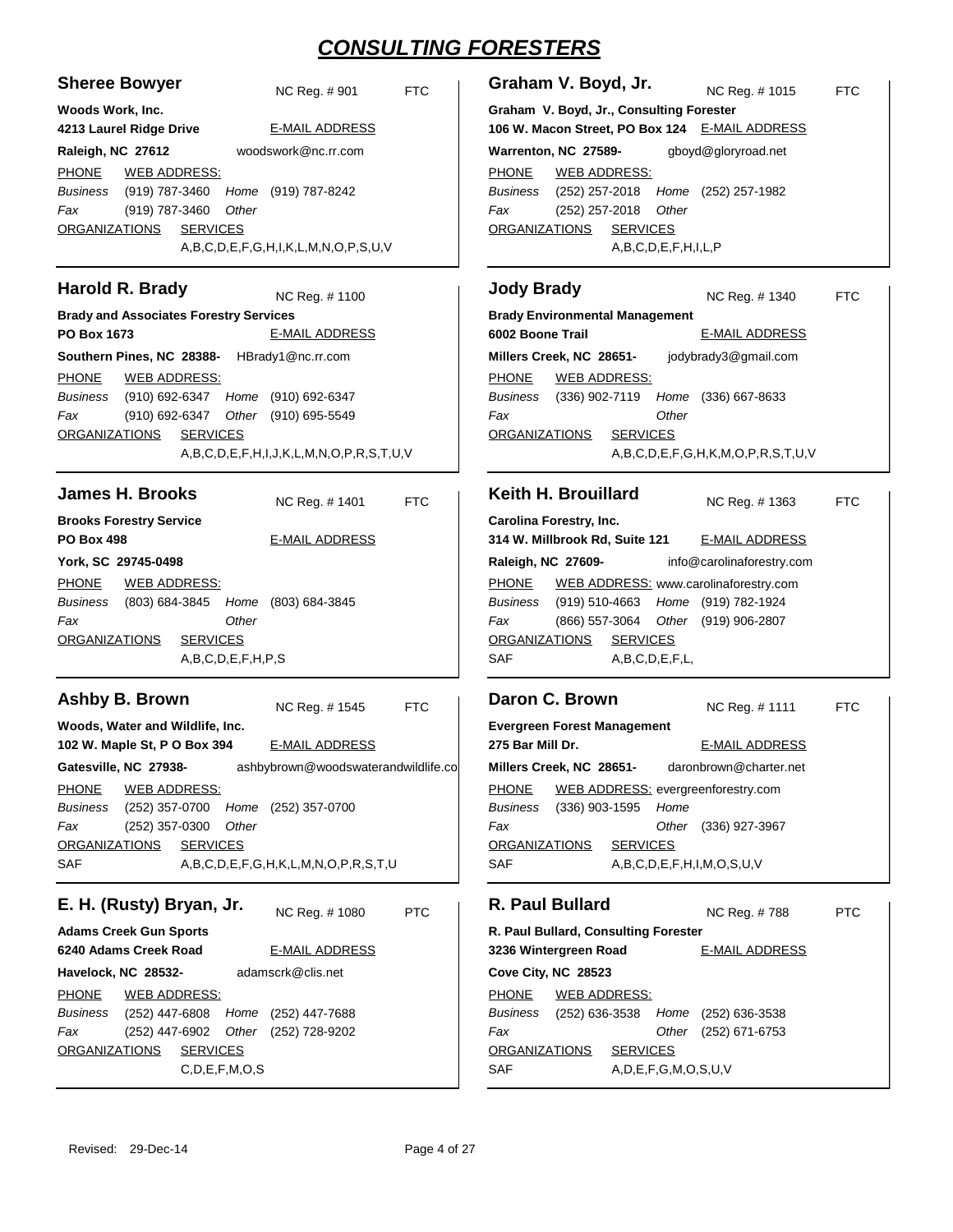# CONSULTING FORESTERS

## Sheree Bowyer

NC Reg. # 901 FTC

**Woods Work, Inc.**
**4213 Laurel Ridge Drive**
**Raleigh, NC 27612**

E-MAIL ADDRESS
woodswork@nc.rr.com

PHONE WEB ADDRESS:
*Business* (919) 787-3460 *Home* (919) 787-8242
*Fax* (919) 787-3460 *Other*

ORGANIZATIONS SERVICES
A,B,C,D,E,F,G,H,I,K,L,M,N,O,P,S,U,V

## Harold R. Brady

NC Reg. # 1100

**Brady and Associates Forestry Services**
**PO Box 1673**
**Southern Pines, NC 28388-**

E-MAIL ADDRESS
HBrady1@nc.rr.com

PHONE WEB ADDRESS:
*Business* (910) 692-6347 *Home* (910) 692-6347
*Fax* (910) 692-6347 *Other* (910) 695-5549

ORGANIZATIONS SERVICES
A,B,C,D,E,F,H,I,J,K,L,M,N,O,P,R,S,T,U,V

## James H. Brooks

NC Reg. # 1401 FTC

**Brooks Forestry Service**
**PO Box 498**
**York, SC 29745-0498**

E-MAIL ADDRESS

PHONE WEB ADDRESS:
*Business* (803) 684-3845 *Home* (803) 684-3845
*Fax* *Other*

ORGANIZATIONS SERVICES
A,B,C,D,E,F,H,P,S

## Ashby B. Brown

NC Reg. # 1545 FTC

**Woods, Water and Wildlife, Inc.**
**102 W. Maple St, P O Box 394**
**Gatesville, NC 27938-**

E-MAIL ADDRESS
ashbybrown@woodswaterandwildlife.co

PHONE WEB ADDRESS:
*Business* (252) 357-0700 *Home* (252) 357-0700
*Fax* (252) 357-0300 *Other*

ORGANIZATIONS SERVICES
SAF A,B,C,D,E,F,G,H,K,L,M,N,O,P,R,S,T,U

## E. H. (Rusty) Bryan, Jr.

NC Reg. # 1080 PTC

**Adams Creek Gun Sports**
**6240 Adams Creek Road**
**Havelock, NC 28532-**

E-MAIL ADDRESS
adamscrk@clis.net

PHONE WEB ADDRESS:
*Business* (252) 447-6808 *Home* (252) 447-7688
*Fax* (252) 447-6902 *Other* (252) 728-9202

ORGANIZATIONS SERVICES
C,D,E,F,M,O,S

## Graham V. Boyd, Jr.

NC Reg. # 1015 FTC

**Graham V. Boyd, Jr., Consulting Forester**
**106 W. Macon Street, PO Box 124**
**Warrenton, NC 27589-**

E-MAIL ADDRESS
gboyd@gloryroad.net

PHONE WEB ADDRESS:
*Business* (252) 257-2018 *Home* (252) 257-1982
*Fax* (252) 257-2018 *Other*

ORGANIZATIONS SERVICES
A,B,C,D,E,F,H,I,L,P

## Jody Brady

NC Reg. # 1340 FTC

**Brady Environmental Management**
**6002 Boone Trail**
**Millers Creek, NC 28651-**

E-MAIL ADDRESS
jodybrady3@gmail.com

PHONE WEB ADDRESS:
*Business* (336) 902-7119 *Home* (336) 667-8633
*Fax* *Other*

ORGANIZATIONS SERVICES
A,B,C,D,E,F,G,H,K,M,O,P,R,S,T,U,V

## Keith H. Brouillard

NC Reg. # 1363 FTC

**Carolina Forestry, Inc.**
**314 W. Millbrook Rd, Suite 121**
**Raleigh, NC 27609-**

E-MAIL ADDRESS
info@carolinaforestry.com

PHONE WEB ADDRESS: www.carolinaforestry.com
*Business* (919) 510-4663 *Home* (919) 782-1924
*Fax* (866) 557-3064 *Other* (919) 906-2807

ORGANIZATIONS SERVICES
SAF A,B,C,D,E,F,L,

## Daron C. Brown

NC Reg. # 1111 FTC

**Evergreen Forest Management**
**275 Bar Mill Dr.**
**Millers Creek, NC 28651-**

E-MAIL ADDRESS
daronbrown@charter.net

PHONE WEB ADDRESS: evergreenforestry.com
*Business* (336) 903-1595 *Home*
*Fax* *Other* (336) 927-3967

ORGANIZATIONS SERVICES
SAF A,B,C,D,E,F,H,I,M,O,S,U,V

## R. Paul Bullard

NC Reg. # 788 PTC

**R. Paul Bullard, Consulting Forester**
**3236 Wintergreen Road**
**Cove City, NC 28523**

E-MAIL ADDRESS

PHONE WEB ADDRESS:
*Business* (252) 636-3538 *Home* (252) 636-3538
*Fax* *Other* (252) 671-6753

ORGANIZATIONS SERVICES
SAF A,D,E,F,G,M,O,S,U,V

Revised: 29-Dec-14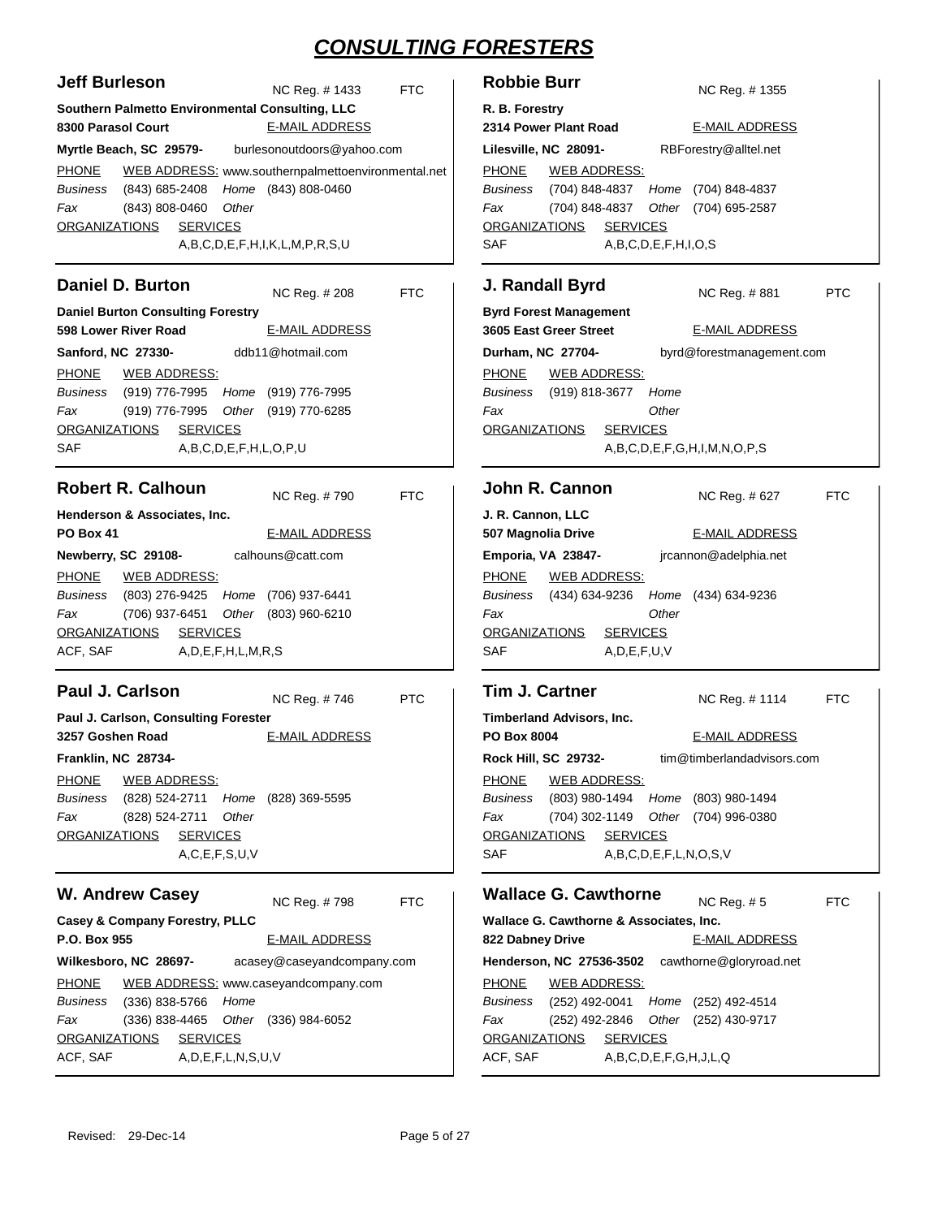# CONSULTING FORESTERS

## Jeff Burleson

NC Reg. # 1433 FTC

**Southern Palmetto Environmental Consulting, LLC**
**8300 Parasol Court**
**Myrtle Beach, SC 29579-**

E-MAIL ADDRESS: burlesonoutdoors@yahoo.com

PHONE
WEB ADDRESS: www.southernpalmettoenvironmental.net

*Business* (843) 685-2408 *Home* (843) 808-0460
*Fax* (843) 808-0460 *Other*

ORGANIZATIONS
SERVICES: A,B,C,D,E,F,H,I,K,L,M,P,R,S,U

## Robbie Burr

NC Reg. # 1355

**R. B. Forestry**
**2314 Power Plant Road**
**Lilesville, NC 28091-**

E-MAIL ADDRESS: RBForestry@alltel.net

PHONE
WEB ADDRESS:

*Business* (704) 848-4837 *Home* (704) 848-4837
*Fax* (704) 848-4837 *Other* (704) 695-2587

ORGANIZATIONS: SAF
SERVICES: A,B,C,D,E,F,H,I,O,S

## Daniel D. Burton

NC Reg. # 208 FTC

**Daniel Burton Consulting Forestry**
**598 Lower River Road**
**Sanford, NC 27330-**

E-MAIL ADDRESS: ddb11@hotmail.com

PHONE
WEB ADDRESS:

*Business* (919) 776-7995 *Home* (919) 776-7995
*Fax* (919) 776-7995 *Other* (919) 770-6285

ORGANIZATIONS: SAF
SERVICES: A,B,C,D,E,F,H,L,O,P,U

## J. Randall Byrd

NC Reg. # 881 PTC

**Byrd Forest Management**
**3605 East Greer Street**
**Durham, NC 27704-**

E-MAIL ADDRESS: byrd@forestmanagement.com

PHONE
WEB ADDRESS:

*Business* (919) 818-3677 *Home*
*Fax* *Other*

ORGANIZATIONS
SERVICES: A,B,C,D,E,F,G,H,I,M,N,O,P,S

## Robert R. Calhoun

NC Reg. # 790 FTC

**Henderson & Associates, Inc.**
**PO Box 41**
**Newberry, SC 29108-**

E-MAIL ADDRESS: calhouns@catt.com

PHONE
WEB ADDRESS:

*Business* (803) 276-9425 *Home* (706) 937-6441
*Fax* (706) 937-6451 *Other* (803) 960-6210

ORGANIZATIONS: ACF, SAF
SERVICES: A,D,E,F,H,L,M,R,S

## John R. Cannon

NC Reg. # 627 FTC

**J. R. Cannon, LLC**
**507 Magnolia Drive**
**Emporia, VA 23847-**

E-MAIL ADDRESS: jrcannon@adelphia.net

PHONE
WEB ADDRESS:

*Business* (434) 634-9236 *Home* (434) 634-9236
*Fax* *Other*

ORGANIZATIONS: SAF
SERVICES: A,D,E,F,U,V

## Paul J. Carlson

NC Reg. # 746 PTC

**Paul J. Carlson, Consulting Forester**
**3257 Goshen Road**
**Franklin, NC 28734-**

E-MAIL ADDRESS:

PHONE
WEB ADDRESS:

*Business* (828) 524-2711 *Home* (828) 369-5595
*Fax* (828) 524-2711 *Other*

ORGANIZATIONS
SERVICES: A,C,E,F,S,U,V

## Tim J. Cartner

NC Reg. # 1114 FTC

**Timberland Advisors, Inc.**
**PO Box 8004**
**Rock Hill, SC 29732-**

E-MAIL ADDRESS: tim@timberlandadvisors.com

PHONE
WEB ADDRESS:

*Business* (803) 980-1494 *Home* (803) 980-1494
*Fax* (704) 302-1149 *Other* (704) 996-0380

ORGANIZATIONS: SAF
SERVICES: A,B,C,D,E,F,L,N,O,S,V

## W. Andrew Casey

NC Reg. # 798 FTC

**Casey & Company Forestry, PLLC**
**P.O. Box 955**
**Wilkesboro, NC 28697-**

E-MAIL ADDRESS: acasey@caseyandcompany.com

PHONE
WEB ADDRESS: www.caseyandcompany.com

*Business* (336) 838-5766 *Home*
*Fax* (336) 838-4465 *Other* (336) 984-6052

ORGANIZATIONS: ACF, SAF
SERVICES: A,D,E,F,L,N,S,U,V

## Wallace G. Cawthorne

NC Reg. # 5 FTC

**Wallace G. Cawthorne & Associates, Inc.**
**822 Dabney Drive**
**Henderson, NC 27536-3502**

E-MAIL ADDRESS: cawthorne@gloryroad.net

PHONE
WEB ADDRESS:

*Business* (252) 492-0041 *Home* (252) 492-4514
*Fax* (252) 492-2846 *Other* (252) 430-9717

ORGANIZATIONS: ACF, SAF
SERVICES: A,B,C,D,E,F,G,H,J,L,Q

Revised: 29-Dec-14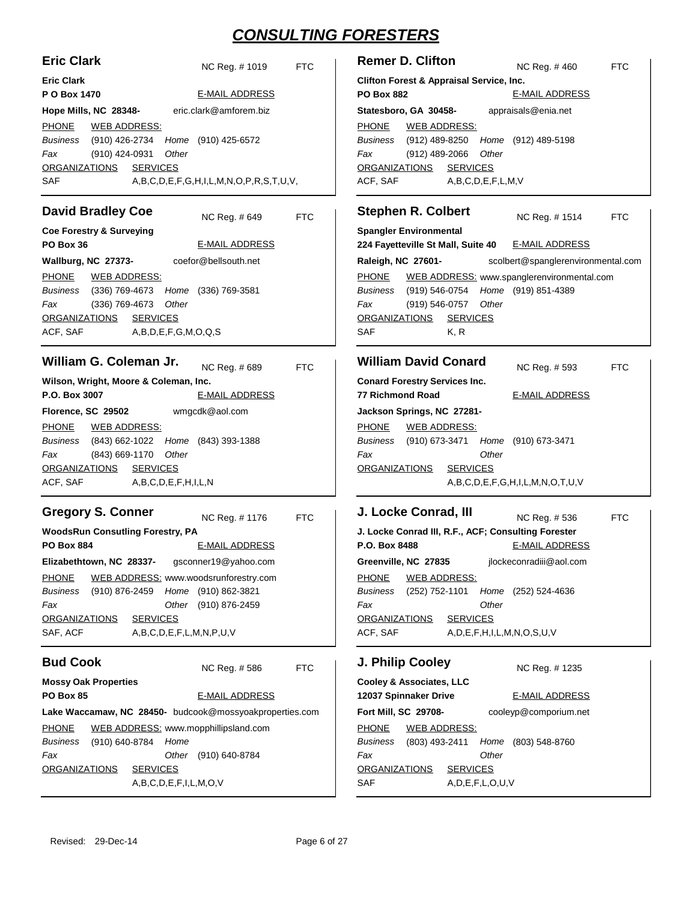# CONSULTING FORESTERS

## Eric Clark

NC Reg. # 1019 FTC

**Eric Clark**
**P O Box 1470**
**Hope Mills, NC 28348-**

E-MAIL ADDRESS: eric.clark@amforem.biz

PHONE / WEB ADDRESS:
*Business* (910) 426-2734 *Home* (910) 425-6572
*Fax* (910) 424-0931 *Other*

ORGANIZATIONS: SAF
SERVICES: A,B,C,D,E,F,G,H,I,L,M,N,O,P,R,S,T,U,V,

## David Bradley Coe

NC Reg. # 649 FTC

**Coe Forestry & Surveying**
**PO Box 36**
**Wallburg, NC 27373-**

E-MAIL ADDRESS: coefor@bellsouth.net

PHONE / WEB ADDRESS:
*Business* (336) 769-4673 *Home* (336) 769-3581
*Fax* (336) 769-4673 *Other*

ORGANIZATIONS: ACF, SAF
SERVICES: A,B,D,E,F,G,M,O,Q,S

## William G. Coleman Jr.

NC Reg. # 689 FTC

**Wilson, Wright, Moore & Coleman, Inc.**
**P.O. Box 3007**
**Florence, SC 29502**

E-MAIL ADDRESS: wmgcdk@aol.com

PHONE / WEB ADDRESS:
*Business* (843) 662-1022 *Home* (843) 393-1388
*Fax* (843) 669-1170 *Other*

ORGANIZATIONS: ACF, SAF
SERVICES: A,B,C,D,E,F,H,I,L,N

## Gregory S. Conner

NC Reg. # 1176 FTC

**WoodsRun Consutling Forestry, PA**
**PO Box 884**
**Elizabethtown, NC 28337-**

E-MAIL ADDRESS: gsconner19@yahoo.com

PHONE / WEB ADDRESS: www.woodsrunforestry.com
*Business* (910) 876-2459 *Home* (910) 862-3821
*Fax* *Other* (910) 876-2459

ORGANIZATIONS: SAF, ACF
SERVICES: A,B,C,D,E,F,L,M,N,P,U,V

## Bud Cook

NC Reg. # 586 FTC

**Mossy Oak Properties**
**PO Box 85**
**Lake Waccamaw, NC 28450-**

E-MAIL ADDRESS: budcook@mossyoakproperties.com

PHONE / WEB ADDRESS: www.mopphillipsland.com
*Business* (910) 640-8784 *Home*
*Fax* *Other* (910) 640-8784

ORGANIZATIONS:
SERVICES: A,B,C,D,E,F,I,L,M,O,V

## Remer D. Clifton

NC Reg. # 460 FTC

**Clifton Forest & Appraisal Service, Inc.**
**PO Box 882**
**Statesboro, GA 30458-**

E-MAIL ADDRESS: appraisals@enia.net

PHONE / WEB ADDRESS:
*Business* (912) 489-8250 *Home* (912) 489-5198
*Fax* (912) 489-2066 *Other*

ORGANIZATIONS: ACF, SAF
SERVICES: A,B,C,D,E,F,L,M,V

## Stephen R. Colbert

NC Reg. # 1514 FTC

**Spangler Environmental**
**224 Fayetteville St Mall, Suite 40**
**Raleigh, NC 27601-**

E-MAIL ADDRESS: scolbert@spanglerenvironmental.com

PHONE / WEB ADDRESS: www.spanglerenvironmental.com
*Business* (919) 546-0754 *Home* (919) 851-4389
*Fax* (919) 546-0757 *Other*

ORGANIZATIONS: SAF
SERVICES: K, R

## William David Conard

NC Reg. # 593 FTC

**Conard Forestry Services Inc.**
**77 Richmond Road**
**Jackson Springs, NC 27281-**

E-MAIL ADDRESS:

PHONE / WEB ADDRESS:
*Business* (910) 673-3471 *Home* (910) 673-3471
*Fax* *Other*

ORGANIZATIONS:
SERVICES: A,B,C,D,E,F,G,H,I,L,M,N,O,T,U,V

## J. Locke Conrad, III

NC Reg. # 536 FTC

**J. Locke Conrad III, R.F., ACF; Consulting Forester**
**P.O. Box 8488**
**Greenville, NC 27835**

E-MAIL ADDRESS: jlockeconradiii@aol.com

PHONE / WEB ADDRESS:
*Business* (252) 752-1101 *Home* (252) 524-4636
*Fax* *Other*

ORGANIZATIONS: ACF, SAF
SERVICES: A,D,E,F,H,I,L,M,N,O,S,U,V

## J. Philip Cooley

NC Reg. # 1235

**Cooley & Associates, LLC**
**12037 Spinnaker Drive**
**Fort Mill, SC 29708-**

E-MAIL ADDRESS: cooleyp@comporium.net

PHONE / WEB ADDRESS:
*Business* (803) 493-2411 *Home* (803) 548-8760
*Fax* *Other*

ORGANIZATIONS: SAF
SERVICES: A,D,E,F,L,O,U,V

Revised: 29-Dec-14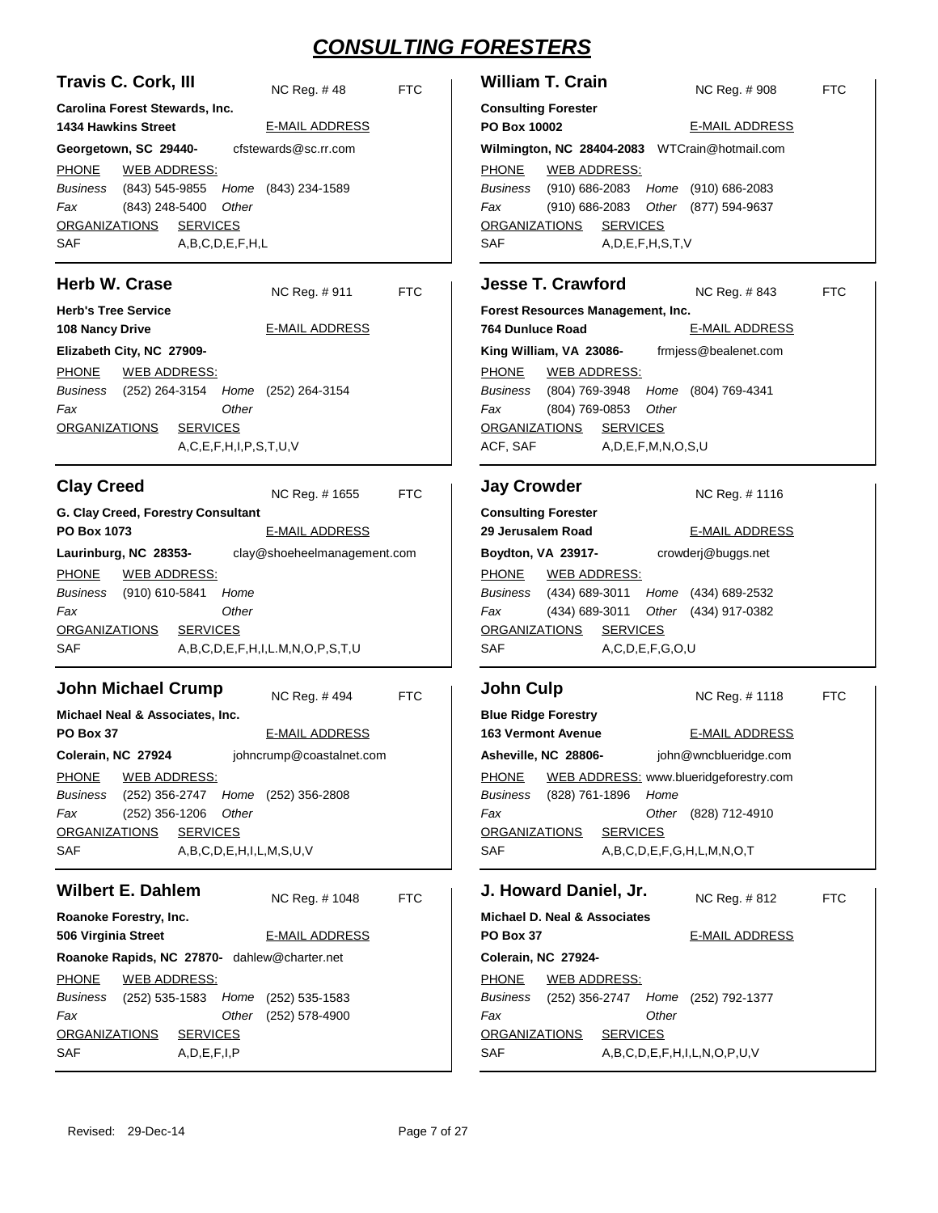# CONSULTING FORESTERS

## Travis C. Cork, III

NC Reg. # 48 FTC

**Carolina Forest Stewards, Inc.**
**1434 Hawkins Street**
**Georgetown, SC 29440-**

E-MAIL ADDRESS: cfstewards@sc.rr.com

PHONE / WEB ADDRESS:
*Business* (843) 545-9855 *Home* (843) 234-1589
*Fax* (843) 248-5400 *Other*

ORGANIZATIONS: SAF
SERVICES: A,B,C,D,E,F,H,L

## Herb W. Crase

NC Reg. # 911 FTC

**Herb's Tree Service**
**108 Nancy Drive**
**Elizabeth City, NC 27909-**

E-MAIL ADDRESS:

PHONE / WEB ADDRESS:
*Business* (252) 264-3154 *Home* (252) 264-3154
*Fax* *Other*

ORGANIZATIONS:
SERVICES: A,C,E,F,H,I,P,S,T,U,V

## Clay Creed

NC Reg. # 1655 FTC

**G. Clay Creed, Forestry Consultant**
**PO Box 1073**
**Laurinburg, NC 28353-**

E-MAIL ADDRESS: clay@shoeheelmanagement.com

PHONE / WEB ADDRESS:
*Business* (910) 610-5841 *Home*
*Fax* *Other*

ORGANIZATIONS: SAF
SERVICES: A,B,C,D,E,F,H,I,L.M,N,O,P,S,T,U

## John Michael Crump

NC Reg. # 494 FTC

**Michael Neal & Associates, Inc.**
**PO Box 37**
**Colerain, NC 27924**

E-MAIL ADDRESS: johncrump@coastalnet.com

PHONE / WEB ADDRESS:
*Business* (252) 356-2747 *Home* (252) 356-2808
*Fax* (252) 356-1206 *Other*

ORGANIZATIONS: SAF
SERVICES: A,B,C,D,E,H,I,L,M,S,U,V

## Wilbert E. Dahlem

NC Reg. # 1048 FTC

**Roanoke Forestry, Inc.**
**506 Virginia Street**
**Roanoke Rapids, NC 27870-**

E-MAIL ADDRESS: dahlew@charter.net

PHONE / WEB ADDRESS:
*Business* (252) 535-1583 *Home* (252) 535-1583
*Fax* *Other* (252) 578-4900

ORGANIZATIONS: SAF
SERVICES: A,D,E,F,I,P

## William T. Crain

NC Reg. # 908 FTC

**Consulting Forester**
**PO Box 10002**
**Wilmington, NC 28404-2083**

E-MAIL ADDRESS: WTCrain@hotmail.com

PHONE / WEB ADDRESS:
*Business* (910) 686-2083 *Home* (910) 686-2083
*Fax* (910) 686-2083 *Other* (877) 594-9637

ORGANIZATIONS: SAF
SERVICES: A,D,E,F,H,S,T,V

## Jesse T. Crawford

NC Reg. # 843 FTC

**Forest Resources Management, Inc.**
**764 Dunluce Road**
**King William, VA 23086-**

E-MAIL ADDRESS: frmjess@bealenet.com

PHONE / WEB ADDRESS:
*Business* (804) 769-3948 *Home* (804) 769-4341
*Fax* (804) 769-0853 *Other*

ORGANIZATIONS: ACF, SAF
SERVICES: A,D,E,F,M,N,O,S,U

## Jay Crowder

NC Reg. # 1116

**Consulting Forester**
**29 Jerusalem Road**
**Boydton, VA 23917-**

E-MAIL ADDRESS: crowderj@buggs.net

PHONE / WEB ADDRESS:
*Business* (434) 689-3011 *Home* (434) 689-2532
*Fax* (434) 689-3011 *Other* (434) 917-0382

ORGANIZATIONS: SAF
SERVICES: A,C,D,E,F,G,O,U

## John Culp

NC Reg. # 1118 FTC

**Blue Ridge Forestry**
**163 Vermont Avenue**
**Asheville, NC 28806-**

E-MAIL ADDRESS: john@wncblueridge.com

PHONE / WEB ADDRESS: www.blueridgeforestry.com
*Business* (828) 761-1896 *Home*
*Fax* *Other* (828) 712-4910

ORGANIZATIONS: SAF
SERVICES: A,B,C,D,E,F,G,H,L,M,N,O,T

## J. Howard Daniel, Jr.

NC Reg. # 812 FTC

**Michael D. Neal & Associates**
**PO Box 37**
**Colerain, NC 27924-**

E-MAIL ADDRESS:

PHONE / WEB ADDRESS:
*Business* (252) 356-2747 *Home* (252) 792-1377
*Fax* *Other*

ORGANIZATIONS: SAF
SERVICES: A,B,C,D,E,F,H,I,L,N,O,P,U,V

Revised: 29-Dec-14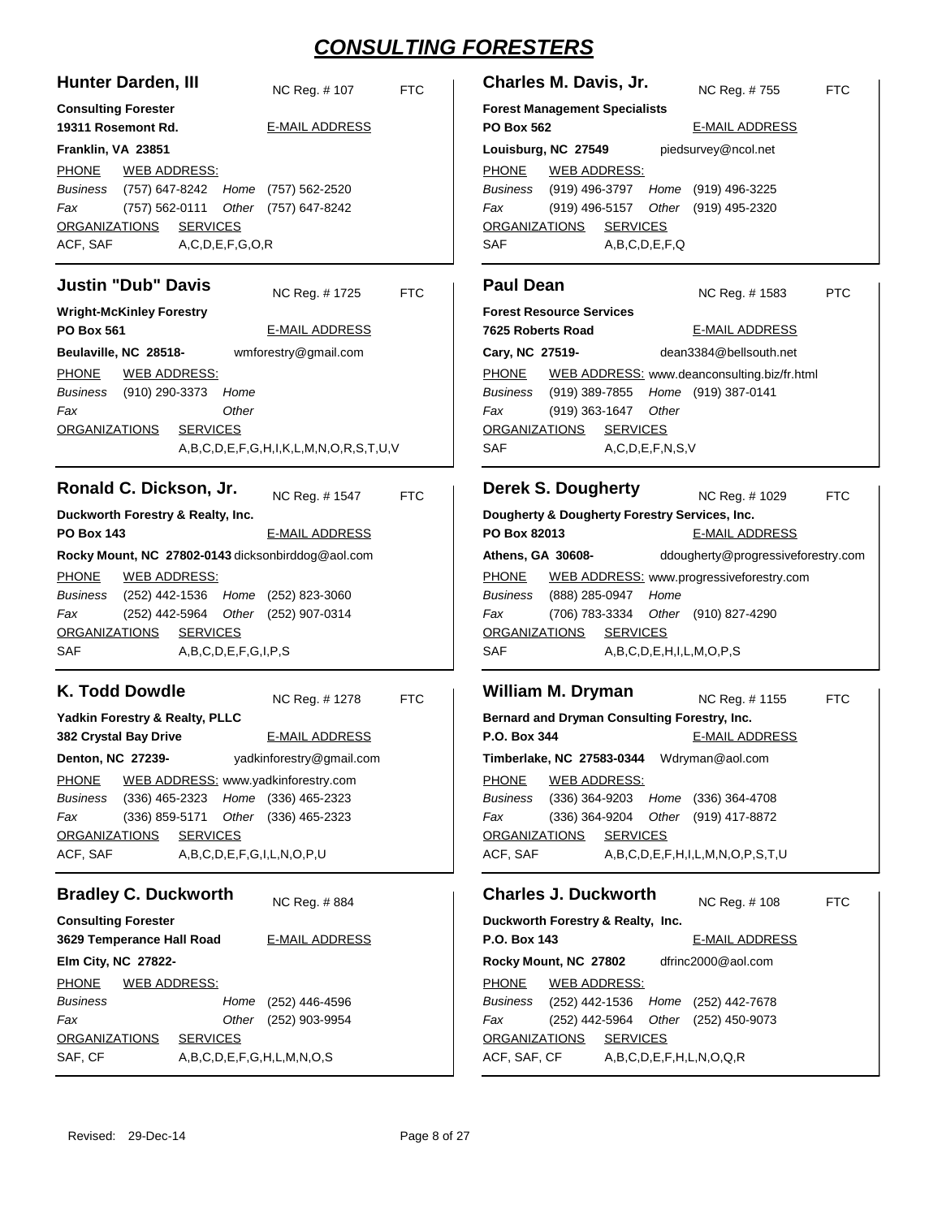# CONSULTING FORESTERS

## Hunter Darden, III
NC Reg. # 107 FTC

**Consulting Forester**
**19311 Rosemont Rd.**
**Franklin, VA 23851**

E-MAIL ADDRESS

PHONE WEB ADDRESS:
*Business* (757) 647-8242 *Home* (757) 562-2520
*Fax* (757) 562-0111 *Other* (757) 647-8242

ORGANIZATIONS: ACF, SAF
SERVICES: A,C,D,E,F,G,O,R

## Justin "Dub" Davis
NC Reg. # 1725 FTC

**Wright-McKinley Forestry**
**PO Box 561**
**Beulaville, NC 28518-**

E-MAIL ADDRESS: wmforestry@gmail.com

PHONE WEB ADDRESS:
*Business* (910) 290-3373 *Home*
*Fax* *Other*

ORGANIZATIONS:
SERVICES: A,B,C,D,E,F,G,H,I,K,L,M,N,O,R,S,T,U,V

## Ronald C. Dickson, Jr.
NC Reg. # 1547 FTC

**Duckworth Forestry & Realty, Inc.**
**PO Box 143**
**Rocky Mount, NC 27802-0143**

E-MAIL ADDRESS: dicksonbirddog@aol.com

PHONE WEB ADDRESS:
*Business* (252) 442-1536 *Home* (252) 823-3060
*Fax* (252) 442-5964 *Other* (252) 907-0314

ORGANIZATIONS: SAF
SERVICES: A,B,C,D,E,F,G,I,P,S

## K. Todd Dowdle
NC Reg. # 1278 FTC

**Yadkin Forestry & Realty, PLLC**
**382 Crystal Bay Drive**
**Denton, NC 27239-**

E-MAIL ADDRESS: yadkinforestry@gmail.com

PHONE WEB ADDRESS: www.yadkinforestry.com
*Business* (336) 465-2323 *Home* (336) 465-2323
*Fax* (336) 859-5171 *Other* (336) 465-2323

ORGANIZATIONS: ACF, SAF
SERVICES: A,B,C,D,E,F,G,I,L,N,O,P,U

## Bradley C. Duckworth
NC Reg. # 884

**Consulting Forester**
**3629 Temperance Hall Road**
**Elm City, NC 27822-**

E-MAIL ADDRESS

PHONE WEB ADDRESS:
*Business* *Home* (252) 446-4596
*Fax* *Other* (252) 903-9954

ORGANIZATIONS: SAF, CF
SERVICES: A,B,C,D,E,F,G,H,L,M,N,O,S

## Charles M. Davis, Jr.
NC Reg. # 755 FTC

**Forest Management Specialists**
**PO Box 562**
**Louisburg, NC 27549**

E-MAIL ADDRESS: piedsurvey@ncol.net

PHONE WEB ADDRESS:
*Business* (919) 496-3797 *Home* (919) 496-3225
*Fax* (919) 496-5157 *Other* (919) 495-2320

ORGANIZATIONS: SAF
SERVICES: A,B,C,D,E,F,Q

## Paul Dean
NC Reg. # 1583 PTC

**Forest Resource Services**
**7625 Roberts Road**
**Cary, NC 27519-**

E-MAIL ADDRESS: dean3384@bellsouth.net

PHONE WEB ADDRESS: www.deanconsulting.biz/fr.html
*Business* (919) 389-7855 *Home* (919) 387-0141
*Fax* (919) 363-1647 *Other*

ORGANIZATIONS: SAF
SERVICES: A,C,D,E,F,N,S,V

## Derek S. Dougherty
NC Reg. # 1029 FTC

**Dougherty & Dougherty Forestry Services, Inc.**
**PO Box 82013**
**Athens, GA 30608-**

E-MAIL ADDRESS: ddougherty@progressiveforestry.com

PHONE WEB ADDRESS: www.progressiveforestry.com
*Business* (888) 285-0947 *Home*
*Fax* (706) 783-3334 *Other* (910) 827-4290

ORGANIZATIONS: SAF
SERVICES: A,B,C,D,E,H,I,L,M,O,P,S

## William M. Dryman
NC Reg. # 1155 FTC

**Bernard and Dryman Consulting Forestry, Inc.**
**P.O. Box 344**
**Timberlake, NC 27583-0344**

E-MAIL ADDRESS: Wdryman@aol.com

PHONE WEB ADDRESS:
*Business* (336) 364-9203 *Home* (336) 364-4708
*Fax* (336) 364-9204 *Other* (919) 417-8872

ORGANIZATIONS: ACF, SAF
SERVICES: A,B,C,D,E,F,H,I,L,M,N,O,P,S,T,U

## Charles J. Duckworth
NC Reg. # 108 FTC

**Duckworth Forestry & Realty, Inc.**
**P.O. Box 143**
**Rocky Mount, NC 27802**

E-MAIL ADDRESS: dfrinc2000@aol.com

PHONE WEB ADDRESS:
*Business* (252) 442-1536 *Home* (252) 442-7678
*Fax* (252) 442-5964 *Other* (252) 450-9073

ORGANIZATIONS: ACF, SAF, CF
SERVICES: A,B,C,D,E,F,H,L,N,O,Q,R

Revised: 29-Dec-14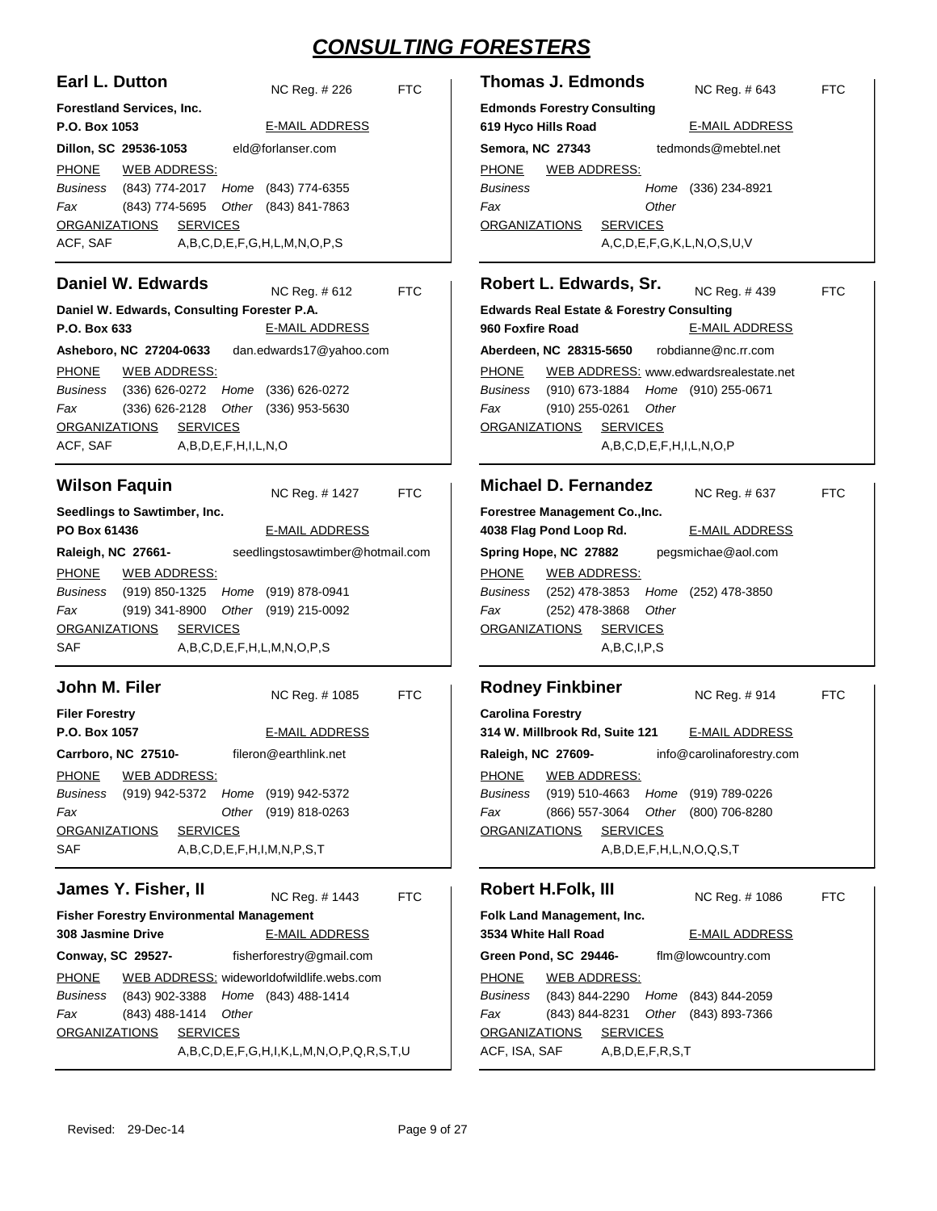# CONSULTING FORESTERS

## Earl L. Dutton

NC Reg. # 226 FTC

**Forestland Services, Inc.**
**P.O. Box 1053**
**Dillon, SC 29536-1053**

E-MAIL ADDRESS: eld@forlanser.com

PHONE / WEB ADDRESS:
*Business* (843) 774-2017 *Home* (843) 774-6355
*Fax* (843) 774-5695 *Other* (843) 841-7863

ORGANIZATIONS: ACF, SAF
SERVICES: A,B,C,D,E,F,G,H,L,M,N,O,P,S

## Daniel W. Edwards

NC Reg. # 612 FTC

**Daniel W. Edwards, Consulting Forester P.A.**
**P.O. Box 633**
**Asheboro, NC 27204-0633**

E-MAIL ADDRESS: dan.edwards17@yahoo.com

PHONE / WEB ADDRESS:
*Business* (336) 626-0272 *Home* (336) 626-0272
*Fax* (336) 626-2128 *Other* (336) 953-5630

ORGANIZATIONS: ACF, SAF
SERVICES: A,B,D,E,F,H,I,L,N,O

## Wilson Faquin

NC Reg. # 1427 FTC

**Seedlings to Sawtimber, Inc.**
**PO Box 61436**
**Raleigh, NC 27661-**

E-MAIL ADDRESS: seedlingstosawtimber@hotmail.com

PHONE / WEB ADDRESS:
*Business* (919) 850-1325 *Home* (919) 878-0941
*Fax* (919) 341-8900 *Other* (919) 215-0092

ORGANIZATIONS: SAF
SERVICES: A,B,C,D,E,F,H,L,M,N,O,P,S

## John M. Filer

NC Reg. # 1085 FTC

**Filer Forestry**
**P.O. Box 1057**
**Carrboro, NC 27510-**

E-MAIL ADDRESS: fileron@earthlink.net

PHONE / WEB ADDRESS:
*Business* (919) 942-5372 *Home* (919) 942-5372
*Fax* *Other* (919) 818-0263

ORGANIZATIONS: SAF
SERVICES: A,B,C,D,E,F,H,I,M,N,P,S,T

## James Y. Fisher, II

NC Reg. # 1443 FTC

**Fisher Forestry Environmental Management**
**308 Jasmine Drive**
**Conway, SC 29527-**

E-MAIL ADDRESS: fisherforestry@gmail.com

PHONE / WEB ADDRESS: wideworldofwildlife.webs.com
*Business* (843) 902-3388 *Home* (843) 488-1414
*Fax* (843) 488-1414 *Other*

ORGANIZATIONS:
SERVICES: A,B,C,D,E,F,G,H,I,K,L,M,N,O,P,Q,R,S,T,U

## Thomas J. Edmonds

NC Reg. # 643 FTC

**Edmonds Forestry Consulting**
**619 Hyco Hills Road**
**Semora, NC 27343**

E-MAIL ADDRESS: tedmonds@mebtel.net

PHONE / WEB ADDRESS:
*Business* *Home* (336) 234-8921
*Fax* *Other*

ORGANIZATIONS:
SERVICES: A,C,D,E,F,G,K,L,N,O,S,U,V

## Robert L. Edwards, Sr.

NC Reg. # 439 FTC

**Edwards Real Estate & Forestry Consulting**
**960 Foxfire Road**
**Aberdeen, NC 28315-5650**

E-MAIL ADDRESS: robdianne@nc.rr.com

PHONE / WEB ADDRESS: www.edwardsrealestate.net
*Business* (910) 673-1884 *Home* (910) 255-0671
*Fax* (910) 255-0261 *Other*

ORGANIZATIONS:
SERVICES: A,B,C,D,E,F,H,I,L,N,O,P

## Michael D. Fernandez

NC Reg. # 637 FTC

**Forestree Management Co.,Inc.**
**4038 Flag Pond Loop Rd.**
**Spring Hope, NC 27882**

E-MAIL ADDRESS: pegsmichae@aol.com

PHONE / WEB ADDRESS:
*Business* (252) 478-3853 *Home* (252) 478-3850
*Fax* (252) 478-3868 *Other*

ORGANIZATIONS:
SERVICES: A,B,C,I,P,S

## Rodney Finkbiner

NC Reg. # 914 FTC

**Carolina Forestry**
**314 W. Millbrook Rd, Suite 121**
**Raleigh, NC 27609-**

E-MAIL ADDRESS: info@carolinaforestry.com

PHONE / WEB ADDRESS:
*Business* (919) 510-4663 *Home* (919) 789-0226
*Fax* (866) 557-3064 *Other* (800) 706-8280

ORGANIZATIONS:
SERVICES: A,B,D,E,F,H,L,N,O,Q,S,T

## Robert H.Folk, III

NC Reg. # 1086 FTC

**Folk Land Management, Inc.**
**3534 White Hall Road**
**Green Pond, SC 29446-**

E-MAIL ADDRESS: flm@lowcountry.com

PHONE / WEB ADDRESS:
*Business* (843) 844-2290 *Home* (843) 844-2059
*Fax* (843) 844-8231 *Other* (843) 893-7366

ORGANIZATIONS: ACF, ISA, SAF
SERVICES: A,B,D,E,F,R,S,T

Revised: 29-Dec-14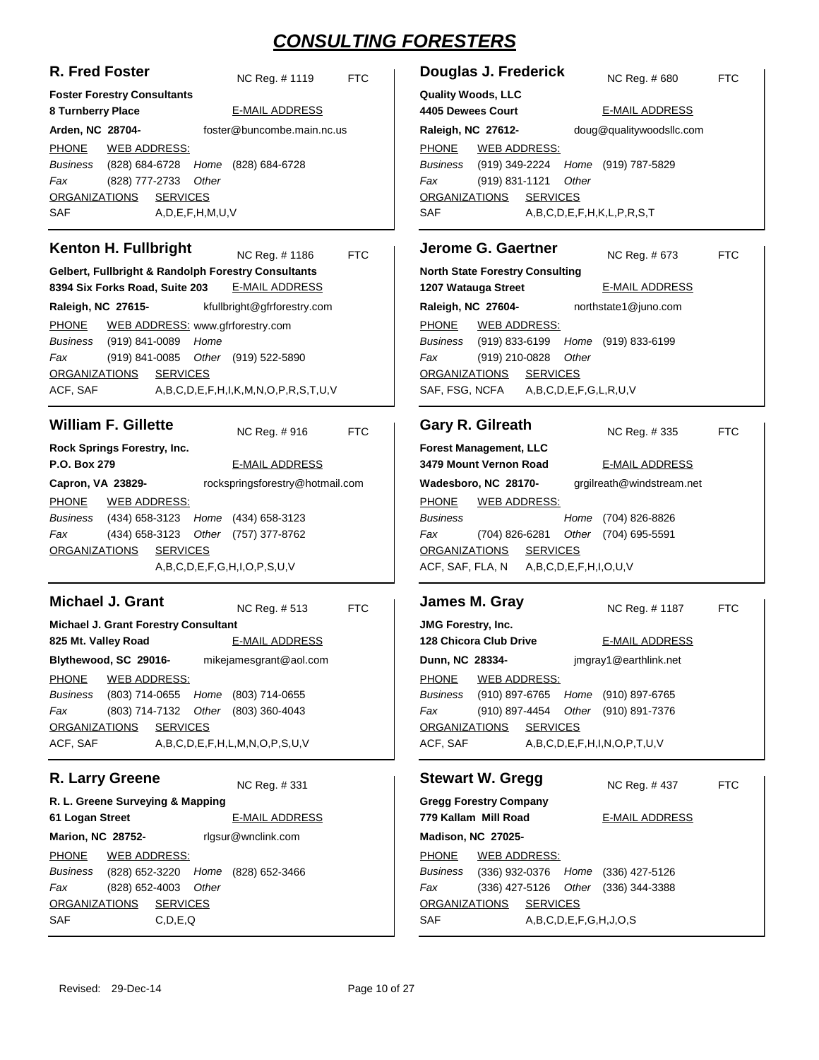# CONSULTING FORESTERS

### R. Fred Foster

NC Reg. # 1119 FTC

**Foster Forestry Consultants**
**8 Turnberry Place**
**Arden, NC 28704-**

E-MAIL ADDRESS: foster@buncombe.main.nc.us

PHONE / WEB ADDRESS:
*Business* (828) 684-6728 *Home* (828) 684-6728
*Fax* (828) 777-2733 *Other*

ORGANIZATIONS: SAF
SERVICES: A,D,E,F,H,M,U,V

### Douglas J. Frederick

NC Reg. # 680 FTC

**Quality Woods, LLC**
**4405 Dewees Court**
**Raleigh, NC 27612-**

E-MAIL ADDRESS: doug@qualitywoodsllc.com

PHONE / WEB ADDRESS:
*Business* (919) 349-2224 *Home* (919) 787-5829
*Fax* (919) 831-1121 *Other*

ORGANIZATIONS: SAF
SERVICES: A,B,C,D,E,F,H,K,L,P,R,S,T

### Kenton H. Fullbright

NC Reg. # 1186 FTC

**Gelbert, Fullbright & Randolph Forestry Consultants**
**8394 Six Forks Road, Suite 203**
**Raleigh, NC 27615-**

E-MAIL ADDRESS: kfullbright@gfrforestry.com

PHONE / WEB ADDRESS: www.gfrforestry.com
*Business* (919) 841-0089 *Home*
*Fax* (919) 841-0085 *Other* (919) 522-5890

ORGANIZATIONS: ACF, SAF
SERVICES: A,B,C,D,E,F,H,I,K,M,N,O,P,R,S,T,U,V

### Jerome G. Gaertner

NC Reg. # 673 FTC

**North State Forestry Consulting**
**1207 Watauga Street**
**Raleigh, NC 27604-**

E-MAIL ADDRESS: northstate1@juno.com

PHONE / WEB ADDRESS:
*Business* (919) 833-6199 *Home* (919) 833-6199
*Fax* (919) 210-0828 *Other*

ORGANIZATIONS: SAF, FSG, NCFA
SERVICES: A,B,C,D,E,F,G,L,R,U,V

### William F. Gillette

NC Reg. # 916 FTC

**Rock Springs Forestry, Inc.**
**P.O. Box 279**
**Capron, VA 23829-**

E-MAIL ADDRESS: rockspringsforestry@hotmail.com

PHONE / WEB ADDRESS:
*Business* (434) 658-3123 *Home* (434) 658-3123
*Fax* (434) 658-3123 *Other* (757) 377-8762

ORGANIZATIONS:
SERVICES: A,B,C,D,E,F,G,H,I,O,P,S,U,V

### Gary R. Gilreath

NC Reg. # 335 FTC

**Forest Management, LLC**
**3479 Mount Vernon Road**
**Wadesboro, NC 28170-**

E-MAIL ADDRESS: grgilreath@windstream.net

PHONE / WEB ADDRESS:
*Business* *Home* (704) 826-8826
*Fax* (704) 826-6281 *Other* (704) 695-5591

ORGANIZATIONS: ACF, SAF, FLA, N
SERVICES: A,B,C,D,E,F,H,I,O,U,V

### Michael J. Grant

NC Reg. # 513 FTC

**Michael J. Grant Forestry Consultant**
**825 Mt. Valley Road**
**Blythewood, SC 29016-**

E-MAIL ADDRESS: mikejamesgrant@aol.com

PHONE / WEB ADDRESS:
*Business* (803) 714-0655 *Home* (803) 714-0655
*Fax* (803) 714-7132 *Other* (803) 360-4043

ORGANIZATIONS: ACF, SAF
SERVICES: A,B,C,D,E,F,H,L,M,N,O,P,S,U,V

### James M. Gray

NC Reg. # 1187 FTC

**JMG Forestry, Inc.**
**128 Chicora Club Drive**
**Dunn, NC 28334-**

E-MAIL ADDRESS: jmgray1@earthlink.net

PHONE / WEB ADDRESS:
*Business* (910) 897-6765 *Home* (910) 897-6765
*Fax* (910) 897-4454 *Other* (910) 891-7376

ORGANIZATIONS: ACF, SAF
SERVICES: A,B,C,D,E,F,H,I,N,O,P,T,U,V

### R. Larry Greene

NC Reg. # 331

**R. L. Greene Surveying & Mapping**
**61 Logan Street**
**Marion, NC 28752-**

E-MAIL ADDRESS: rlgsur@wnclink.com

PHONE / WEB ADDRESS:
*Business* (828) 652-3220 *Home* (828) 652-3466
*Fax* (828) 652-4003 *Other*

ORGANIZATIONS: SAF
SERVICES: C,D,E,Q

### Stewart W. Gregg

NC Reg. # 437 FTC

**Gregg Forestry Company**
**779 Kallam Mill Road**
**Madison, NC 27025-**

E-MAIL ADDRESS:

PHONE / WEB ADDRESS:
*Business* (336) 932-0376 *Home* (336) 427-5126
*Fax* (336) 427-5126 *Other* (336) 344-3388

ORGANIZATIONS: SAF
SERVICES: A,B,C,D,E,F,G,H,J,O,S

Revised: 29-Dec-14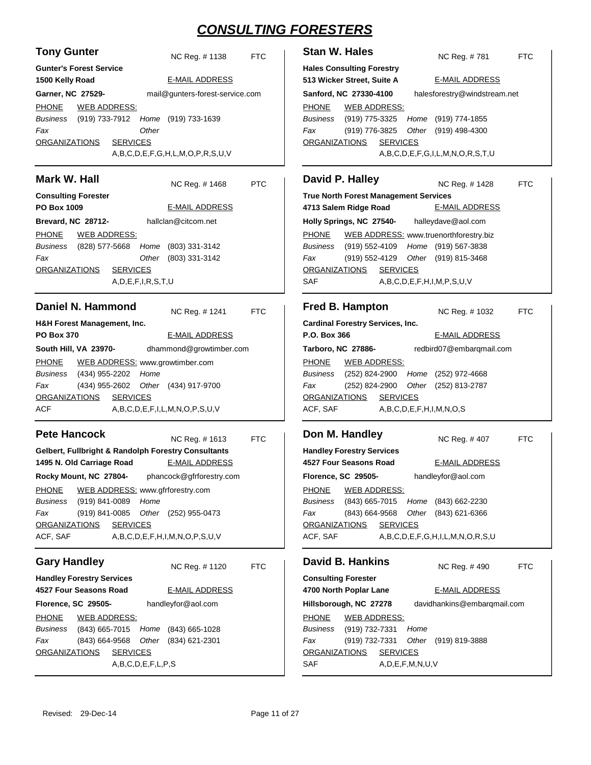# CONSULTING FORESTERS

## Tony Gunter

NC Reg. # 1138 FTC

**Gunter's Forest Service**
**1500 Kelly Road**
**Garner, NC 27529-**

E-MAIL ADDRESS: mail@gunters-forest-service.com

PHONE / WEB ADDRESS:

*Business* (919) 733-7912 *Home* (919) 733-1639
*Fax* *Other*

ORGANIZATIONS / SERVICES
A,B,C,D,E,F,G,H,L,M,O,P,R,S,U,V

---

## Stan W. Hales

NC Reg. # 781 FTC

**Hales Consulting Forestry**
**513 Wicker Street, Suite A**
**Sanford, NC 27330-4100**

E-MAIL ADDRESS: halesforestry@windstream.net

PHONE / WEB ADDRESS:

*Business* (919) 775-3325 *Home* (919) 774-1855
*Fax* (919) 776-3825 *Other* (919) 498-4300

ORGANIZATIONS / SERVICES
A,B,C,D,E,F,G,I,L,M,N,O,R,S,T,U

---

## Mark W. Hall

NC Reg. # 1468 PTC

**Consulting Forester**
**PO Box 1009**
**Brevard, NC 28712-**

E-MAIL ADDRESS: hallclan@citcom.net

PHONE / WEB ADDRESS:

*Business* (828) 577-5668 *Home* (803) 331-3142
*Fax* *Other* (803) 331-3142

ORGANIZATIONS / SERVICES
A,D,E,F,I,R,S,T,U

---

## David P. Halley

NC Reg. # 1428 FTC

**True North Forest Management Services**
**4713 Salem Ridge Road**
**Holly Springs, NC 27540-**

E-MAIL ADDRESS: halleydave@aol.com

PHONE / WEB ADDRESS: www.truenorthforestry.biz

*Business* (919) 552-4109 *Home* (919) 567-3838
*Fax* (919) 552-4129 *Other* (919) 815-3468

ORGANIZATIONS / SERVICES
SAF — A,B,C,D,E,F,H,I,M,P,S,U,V

---

## Daniel N. Hammond

NC Reg. # 1241 FTC

**H&H Forest Management, Inc.**
**PO Box 370**
**South Hill, VA 23970-**

E-MAIL ADDRESS: dhammond@growtimber.com

PHONE / WEB ADDRESS: www.growtimber.com

*Business* (434) 955-2202 *Home*
*Fax* (434) 955-2602 *Other* (434) 917-9700

ORGANIZATIONS / SERVICES
ACF — A,B,C,D,E,F,I,L,M,N,O,P,S,U,V

---

## Fred B. Hampton

NC Reg. # 1032 FTC

**Cardinal Forestry Services, Inc.**
**P.O. Box 366**
**Tarboro, NC 27886-**

E-MAIL ADDRESS: redbird07@embarqmail.com

PHONE / WEB ADDRESS:

*Business* (252) 824-2900 *Home* (252) 972-4668
*Fax* (252) 824-2900 *Other* (252) 813-2787

ORGANIZATIONS / SERVICES
ACF, SAF — A,B,C,D,E,F,H,I,M,N,O,S

---

## Pete Hancock

NC Reg. # 1613 FTC

**Gelbert, Fullbright & Randolph Forestry Consultants**
**1495 N. Old Carriage Road**
**Rocky Mount, NC 27804-**

E-MAIL ADDRESS: phancock@gfrforestry.com

PHONE / WEB ADDRESS: www.gfrforestry.com

*Business* (919) 841-0089 *Home*
*Fax* (919) 841-0085 *Other* (252) 955-0473

ORGANIZATIONS / SERVICES
ACF, SAF — A,B,C,D,E,F,H,I,M,N,O,P,S,U,V

---

## Don M. Handley

NC Reg. # 407 FTC

**Handley Forestry Services**
**4527 Four Seasons Road**
**Florence, SC 29505-**

E-MAIL ADDRESS: handleyfor@aol.com

PHONE / WEB ADDRESS:

*Business* (843) 665-7015 *Home* (843) 662-2230
*Fax* (843) 664-9568 *Other* (843) 621-6366

ORGANIZATIONS / SERVICES
ACF, SAF — A,B,C,D,E,F,G,H,I,L,M,N,O,R,S,U

---

## Gary Handley

NC Reg. # 1120 FTC

**Handley Forestry Services**
**4527 Four Seasons Road**
**Florence, SC 29505-**

E-MAIL ADDRESS: handleyfor@aol.com

PHONE / WEB ADDRESS:

*Business* (843) 665-7015 *Home* (843) 665-1028
*Fax* (843) 664-9568 *Other* (834) 621-2301

ORGANIZATIONS / SERVICES
A,B,C,D,E,F,L,P,S

---

## David B. Hankins

NC Reg. # 490 FTC

**Consulting Forester**
**4700 North Poplar Lane**
**Hillsborough, NC 27278**

E-MAIL ADDRESS: davidhankins@embarqmail.com

PHONE / WEB ADDRESS:

*Business* (919) 732-7331 *Home*
*Fax* (919) 732-7331 *Other* (919) 819-3888

ORGANIZATIONS / SERVICES
SAF — A,D,E,F,M,N,U,V

Revised: 29-Dec-14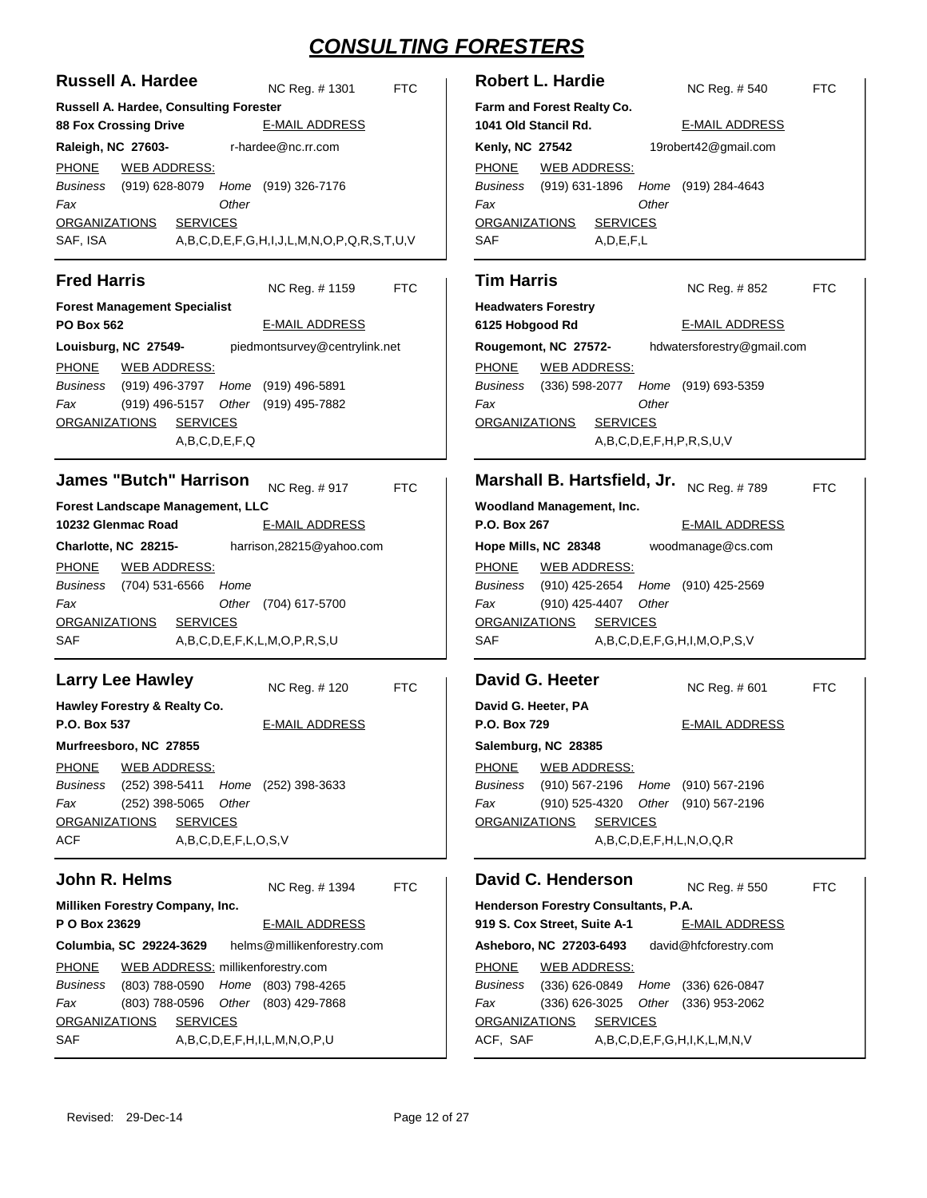# CONSULTING FORESTERS

## Russell A. Hardee

NC Reg. # 1301 FTC

**Russell A. Hardee, Consulting Forester**
**88 Fox Crossing Drive**
**Raleigh, NC 27603-**

E-MAIL ADDRESS: r-hardee@nc.rr.com

PHONE
*Business* (919) 628-8079 *Home* (919) 326-7176
*Fax* *Other*

WEB ADDRESS:

ORGANIZATIONS: SAF, ISA
SERVICES: A,B,C,D,E,F,G,H,I,J,L,M,N,O,P,Q,R,S,T,U,V

## Robert L. Hardie

NC Reg. # 540 FTC

**Farm and Forest Realty Co.**
**1041 Old Stancil Rd.**
**Kenly, NC 27542**

E-MAIL ADDRESS: 19robert42@gmail.com

PHONE
*Business* (919) 631-1896 *Home* (919) 284-4643
*Fax* *Other*

WEB ADDRESS:

ORGANIZATIONS: SAF
SERVICES: A,D,E,F,L

## Fred Harris

NC Reg. # 1159 FTC

**Forest Management Specialist**
**PO Box 562**
**Louisburg, NC 27549-**

E-MAIL ADDRESS: piedmontsurvey@centrylink.net

PHONE
*Business* (919) 496-3797 *Home* (919) 496-5891
*Fax* (919) 496-5157 *Other* (919) 495-7882

WEB ADDRESS:

ORGANIZATIONS:
SERVICES: A,B,C,D,E,F,Q

## Tim Harris

NC Reg. # 852 FTC

**Headwaters Forestry**
**6125 Hobgood Rd**
**Rougemont, NC 27572-**

E-MAIL ADDRESS: hdwatersforestry@gmail.com

PHONE
*Business* (336) 598-2077 *Home* (919) 693-5359
*Fax* *Other*

WEB ADDRESS:

ORGANIZATIONS:
SERVICES: A,B,C,D,E,F,H,P,R,S,U,V

## James "Butch" Harrison

NC Reg. # 917 FTC

**Forest Landscape Management, LLC**
**10232 Glenmac Road**
**Charlotte, NC 28215-**

E-MAIL ADDRESS: harrison,28215@yahoo.com

PHONE
*Business* (704) 531-6566 *Home*
*Fax* *Other* (704) 617-5700

WEB ADDRESS:

ORGANIZATIONS: SAF
SERVICES: A,B,C,D,E,F,K,L,M,O,P,R,S,U

## Marshall B. Hartsfield, Jr.

NC Reg. # 789 FTC

**Woodland Management, Inc.**
**P.O. Box 267**
**Hope Mills, NC 28348**

E-MAIL ADDRESS: woodmanage@cs.com

PHONE
*Business* (910) 425-2654 *Home* (910) 425-2569
*Fax* (910) 425-4407 *Other*

WEB ADDRESS:

ORGANIZATIONS: SAF
SERVICES: A,B,C,D,E,F,G,H,I,M,O,P,S,V

## Larry Lee Hawley

NC Reg. # 120 FTC

**Hawley Forestry & Realty Co.**
**P.O. Box 537**
**Murfreesboro, NC 27855**

E-MAIL ADDRESS:

PHONE
*Business* (252) 398-5411 *Home* (252) 398-3633
*Fax* (252) 398-5065 *Other*

WEB ADDRESS:

ORGANIZATIONS: ACF
SERVICES: A,B,C,D,E,F,L,O,S,V

## David G. Heeter

NC Reg. # 601 FTC

**David G. Heeter, PA**
**P.O. Box 729**
**Salemburg, NC 28385**

E-MAIL ADDRESS:

PHONE
*Business* (910) 567-2196 *Home* (910) 567-2196
*Fax* (910) 525-4320 *Other* (910) 567-2196

WEB ADDRESS:

ORGANIZATIONS:
SERVICES: A,B,C,D,E,F,H,L,N,O,Q,R

## John R. Helms

NC Reg. # 1394 FTC

**Milliken Forestry Company, Inc.**
**P O Box 23629**
**Columbia, SC 29224-3629**

E-MAIL ADDRESS: helms@millikenforestry.com

PHONE
*Business* (803) 788-0590 *Home* (803) 798-4265
*Fax* (803) 788-0596 *Other* (803) 429-7868

WEB ADDRESS: millikenforestry.com

ORGANIZATIONS: SAF
SERVICES: A,B,C,D,E,F,H,I,L,M,N,O,P,U

## David C. Henderson

NC Reg. # 550 FTC

**Henderson Forestry Consultants, P.A.**
**919 S. Cox Street, Suite A-1**
**Asheboro, NC 27203-6493**

E-MAIL ADDRESS: david@hfcforestry.com

PHONE
*Business* (336) 626-0849 *Home* (336) 626-0847
*Fax* (336) 626-3025 *Other* (336) 953-2062

WEB ADDRESS:

ORGANIZATIONS: ACF, SAF
SERVICES: A,B,C,D,E,F,G,H,I,K,L,M,N,V

Revised: 29-Dec-14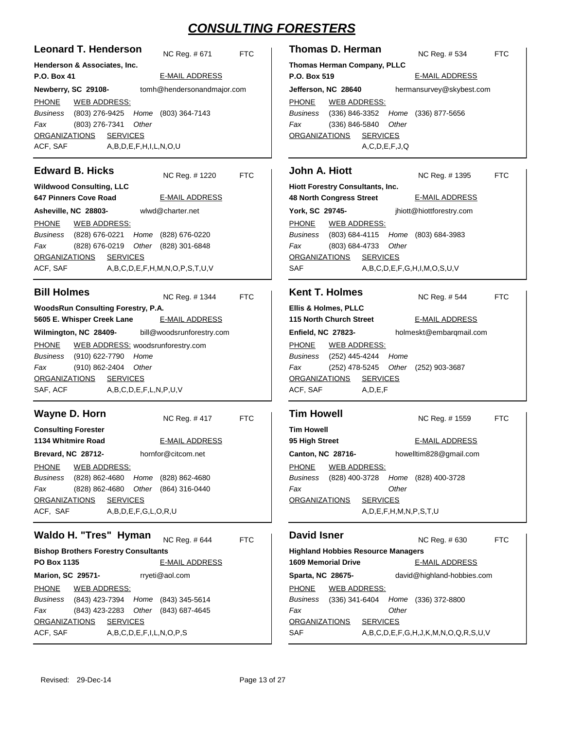# CONSULTING FORESTERS

## Leonard T. Henderson

NC Reg. # 671 FTC

**Henderson & Associates, Inc.**
**P.O. Box 41**
**Newberry, SC 29108-**

E-MAIL ADDRESS: tomh@hendersonandmajor.com

PHONE / WEB ADDRESS:
*Business* (803) 276-9425 *Home* (803) 364-7143
*Fax* (803) 276-7341 *Other*

ORGANIZATIONS: ACF, SAF
SERVICES: A,B,D,E,F,H,I,L,N,O,U

## Thomas D. Herman

NC Reg. # 534 FTC

**Thomas Herman Company, PLLC**
**P.O. Box 519**
**Jefferson, NC 28640**

E-MAIL ADDRESS: hermansurvey@skybest.com

PHONE / WEB ADDRESS:
*Business* (336) 846-3352 *Home* (336) 877-5656
*Fax* (336) 846-5840 *Other*

ORGANIZATIONS:
SERVICES: A,C,D,E,F,J,Q

## Edward B. Hicks

NC Reg. # 1220 FTC

**Wildwood Consulting, LLC**
**647 Pinners Cove Road**
**Asheville, NC 28803-**

E-MAIL ADDRESS: wlwd@charter.net

PHONE / WEB ADDRESS:
*Business* (828) 676-0221 *Home* (828) 676-0220
*Fax* (828) 676-0219 *Other* (828) 301-6848

ORGANIZATIONS: ACF, SAF
SERVICES: A,B,C,D,E,F,H,M,N,O,P,S,T,U,V

## John A. Hiott

NC Reg. # 1395 FTC

**Hiott Forestry Consultants, Inc.**
**48 North Congress Street**
**York, SC 29745-**

E-MAIL ADDRESS: jhiott@hiottforestry.com

PHONE / WEB ADDRESS:
*Business* (803) 684-4115 *Home* (803) 684-3983
*Fax* (803) 684-4733 *Other*

ORGANIZATIONS: SAF
SERVICES: A,B,C,D,E,F,G,H,I,M,O,S,U,V

## Bill Holmes

NC Reg. # 1344 FTC

**WoodsRun Consulting Forestry, P.A.**
**5605 E. Whisper Creek Lane**
**Wilmington, NC 28409-**

E-MAIL ADDRESS: bill@woodsrunforestry.com

PHONE / WEB ADDRESS: woodsrunforestry.com
*Business* (910) 622-7790 *Home*
*Fax* (910) 862-2404 *Other*

ORGANIZATIONS: SAF, ACF
SERVICES: A,B,C,D,E,F,L,N,P,U,V

## Kent T. Holmes

NC Reg. # 544 FTC

**Ellis & Holmes, PLLC**
**115 North Church Street**
**Enfield, NC 27823-**

E-MAIL ADDRESS: holmeskt@embarqmail.com

PHONE / WEB ADDRESS:
*Business* (252) 445-4244 *Home*
*Fax* (252) 478-5245 *Other* (252) 903-3687

ORGANIZATIONS: ACF, SAF
SERVICES: A,D,E,F

## Wayne D. Horn

NC Reg. # 417 FTC

**Consulting Forester**
**1134 Whitmire Road**
**Brevard, NC 28712-**

E-MAIL ADDRESS: hornfor@citcom.net

PHONE / WEB ADDRESS:
*Business* (828) 862-4680 *Home* (828) 862-4680
*Fax* (828) 862-4680 *Other* (864) 316-0440

ORGANIZATIONS: ACF, SAF
SERVICES: A,B,D,E,F,G,L,O,R,U

## Tim Howell

NC Reg. # 1559 FTC

**Tim Howell**
**95 High Street**
**Canton, NC 28716-**

E-MAIL ADDRESS: howelltim828@gmail.com

PHONE / WEB ADDRESS:
*Business* (828) 400-3728 *Home* (828) 400-3728
*Fax* *Other*

ORGANIZATIONS:
SERVICES: A,D,E,F,H,M,N,P,S,T,U

## Waldo H. "Tres" Hyman

NC Reg. # 644 FTC

**Bishop Brothers Forestry Consultants**
**PO Box 1135**
**Marion, SC 29571-**

E-MAIL ADDRESS: rryeti@aol.com

PHONE / WEB ADDRESS:
*Business* (843) 423-7394 *Home* (843) 345-5614
*Fax* (843) 423-2283 *Other* (843) 687-4645

ORGANIZATIONS: ACF, SAF
SERVICES: A,B,C,D,E,F,I,L,N,O,P,S

## David Isner

NC Reg. # 630 FTC

**Highland Hobbies Resource Managers**
**1609 Memorial Drive**
**Sparta, NC 28675-**

E-MAIL ADDRESS: david@highland-hobbies.com

PHONE / WEB ADDRESS:
*Business* (336) 341-6404 *Home* (336) 372-8800
*Fax* *Other*

ORGANIZATIONS: SAF
SERVICES: A,B,C,D,E,F,G,H,J,K,M,N,O,Q,R,S,U,V

Revised: 29-Dec-14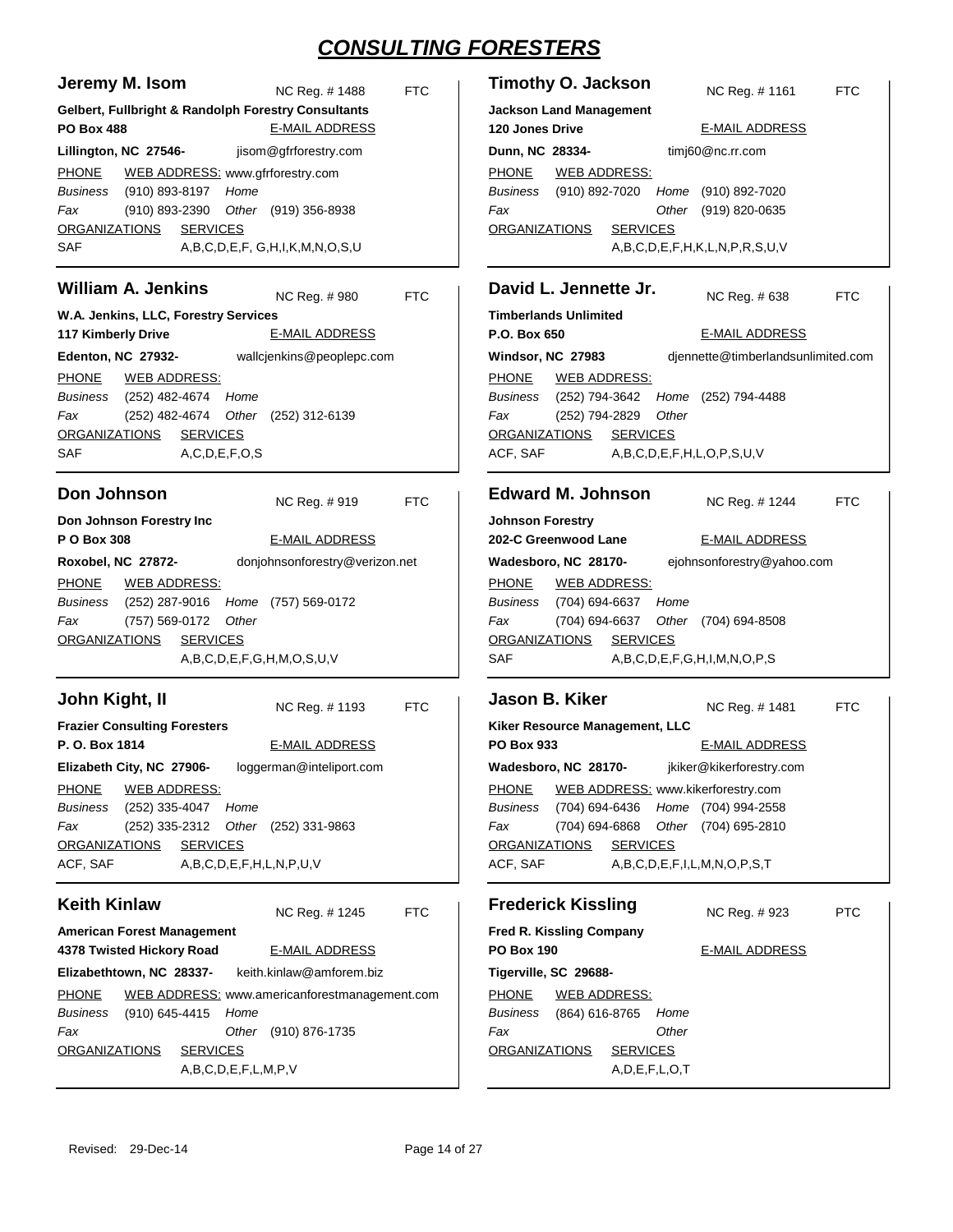# CONSULTING FORESTERS

## Jeremy M. Isom

NC Reg. # 1488 FTC

**Gelbert, Fullbright & Randolph Forestry Consultants**
**PO Box 488**
**Lillington, NC 27546-**

E-MAIL ADDRESS: jisom@gfrforestry.com

PHONE — WEB ADDRESS: www.gfrforestry.com

*Business* (910) 893-8197 *Home*
*Fax* (910) 893-2390 *Other* (919) 356-8938

ORGANIZATIONS: SAF
SERVICES: A,B,C,D,E,F, G,H,I,K,M,N,O,S,U

## Timothy O. Jackson

NC Reg. # 1161 FTC

**Jackson Land Management**
**120 Jones Drive**
**Dunn, NC 28334-**

E-MAIL ADDRESS: timj60@nc.rr.com

PHONE — WEB ADDRESS:

*Business* (910) 892-7020 *Home* (910) 892-7020
*Fax* *Other* (919) 820-0635

ORGANIZATIONS:
SERVICES: A,B,C,D,E,F,H,K,L,N,P,R,S,U,V

## William A. Jenkins

NC Reg. # 980 FTC

**W.A. Jenkins, LLC, Forestry Services**
**117 Kimberly Drive**
**Edenton, NC 27932-**

E-MAIL ADDRESS: wallcjenkins@peoplepc.com

PHONE — WEB ADDRESS:

*Business* (252) 482-4674 *Home*
*Fax* (252) 482-4674 *Other* (252) 312-6139

ORGANIZATIONS: SAF
SERVICES: A,C,D,E,F,O,S

## David L. Jennette Jr.

NC Reg. # 638 FTC

**Timberlands Unlimited**
**P.O. Box 650**
**Windsor, NC 27983**

E-MAIL ADDRESS: djennette@timberlandsunlimited.com

PHONE — WEB ADDRESS:

*Business* (252) 794-3642 *Home* (252) 794-4488
*Fax* (252) 794-2829 *Other*

ORGANIZATIONS: ACF, SAF
SERVICES: A,B,C,D,E,F,H,L,O,P,S,U,V

## Don Johnson

NC Reg. # 919 FTC

**Don Johnson Forestry Inc**
**P O Box 308**
**Roxobel, NC 27872-**

E-MAIL ADDRESS: donjohnsonforestry@verizon.net

PHONE — WEB ADDRESS:

*Business* (252) 287-9016 *Home* (757) 569-0172
*Fax* (757) 569-0172 *Other*

ORGANIZATIONS:
SERVICES: A,B,C,D,E,F,G,H,M,O,S,U,V

## Edward M. Johnson

NC Reg. # 1244 FTC

**Johnson Forestry**
**202-C Greenwood Lane**
**Wadesboro, NC 28170-**

E-MAIL ADDRESS: ejohnsonforestry@yahoo.com

PHONE — WEB ADDRESS:

*Business* (704) 694-6637 *Home*
*Fax* (704) 694-6637 *Other* (704) 694-8508

ORGANIZATIONS: SAF
SERVICES: A,B,C,D,E,F,G,H,I,M,N,O,P,S

## John Kight, II

NC Reg. # 1193 FTC

**Frazier Consulting Foresters**
**P. O. Box 1814**
**Elizabeth City, NC 27906-**

E-MAIL ADDRESS: loggerman@inteliport.com

PHONE — WEB ADDRESS:

*Business* (252) 335-4047 *Home*
*Fax* (252) 335-2312 *Other* (252) 331-9863

ORGANIZATIONS: ACF, SAF
SERVICES: A,B,C,D,E,F,H,L,N,P,U,V

## Jason B. Kiker

NC Reg. # 1481 FTC

**Kiker Resource Management, LLC**
**PO Box 933**
**Wadesboro, NC 28170-**

E-MAIL ADDRESS: jkiker@kikerforestry.com

PHONE — WEB ADDRESS: www.kikerforestry.com

*Business* (704) 694-6436 *Home* (704) 994-2558
*Fax* (704) 694-6868 *Other* (704) 695-2810

ORGANIZATIONS: ACF, SAF
SERVICES: A,B,C,D,E,F,I,L,M,N,O,P,S,T

## Keith Kinlaw

NC Reg. # 1245 FTC

**American Forest Management**
**4378 Twisted Hickory Road**
**Elizabethtown, NC 28337-**

E-MAIL ADDRESS: keith.kinlaw@amforem.biz

PHONE — WEB ADDRESS: www.americanforestmanagement.com

*Business* (910) 645-4415 *Home*
*Fax* *Other* (910) 876-1735

ORGANIZATIONS:
SERVICES: A,B,C,D,E,F,L,M,P,V

## Frederick Kissling

NC Reg. # 923 PTC

**Fred R. Kissling Company**
**PO Box 190**
**Tigerville, SC 29688-**

E-MAIL ADDRESS:

PHONE — WEB ADDRESS:

*Business* (864) 616-8765 *Home*
*Fax* *Other*

ORGANIZATIONS:
SERVICES: A,D,E,F,L,O,T

Revised: 29-Dec-14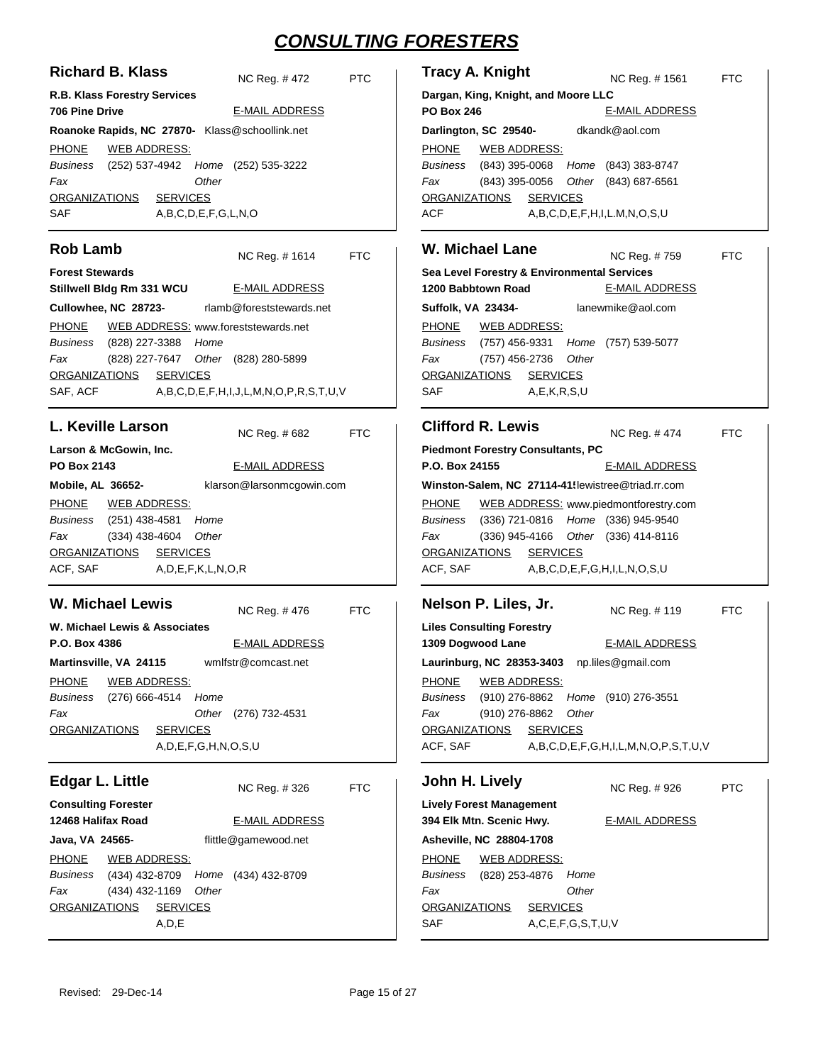# CONSULTING FORESTERS

## Richard B. Klass

NC Reg. # 472 PTC

**R.B. Klass Forestry Services**
**706 Pine Drive**
**Roanoke Rapids, NC 27870-**

E-MAIL ADDRESS: Klass@schoollink.net

PHONE / WEB ADDRESS:
*Business* (252) 537-4942 *Home* (252) 535-3222
*Fax* *Other*

ORGANIZATIONS: SAF
SERVICES: A,B,C,D,E,F,G,L,N,O

## Rob Lamb

NC Reg. # 1614 FTC

**Forest Stewards**
**Stillwell Bldg Rm 331 WCU**
**Cullowhee, NC 28723-**

E-MAIL ADDRESS: rlamb@foreststewards.net

PHONE / WEB ADDRESS: www.foreststewards.net
*Business* (828) 227-3388 *Home*
*Fax* (828) 227-7647 *Other* (828) 280-5899

ORGANIZATIONS: SAF, ACF
SERVICES: A,B,C,D,E,F,H,I,J,L,M,N,O,P,R,S,T,U,V

## L. Keville Larson

NC Reg. # 682 FTC

**Larson & McGowin, Inc.**
**PO Box 2143**
**Mobile, AL 36652-**

E-MAIL ADDRESS: klarson@larsonmcgowin.com

PHONE / WEB ADDRESS:
*Business* (251) 438-4581 *Home*
*Fax* (334) 438-4604 *Other*

ORGANIZATIONS: ACF, SAF
SERVICES: A,D,E,F,K,L,N,O,R

## W. Michael Lewis

NC Reg. # 476 FTC

**W. Michael Lewis & Associates**
**P.O. Box 4386**
**Martinsville, VA 24115**

E-MAIL ADDRESS: wmlfstr@comcast.net

PHONE / WEB ADDRESS:
*Business* (276) 666-4514 *Home*
*Fax* *Other* (276) 732-4531

ORGANIZATIONS:
SERVICES: A,D,E,F,G,H,N,O,S,U

## Edgar L. Little

NC Reg. # 326 FTC

**Consulting Forester**
**12468 Halifax Road**
**Java, VA 24565-**

E-MAIL ADDRESS: flittle@gamewood.net

PHONE / WEB ADDRESS:
*Business* (434) 432-8709 *Home* (434) 432-8709
*Fax* (434) 432-1169 *Other*

ORGANIZATIONS:
SERVICES: A,D,E

## Tracy A. Knight

NC Reg. # 1561 FTC

**Dargan, King, Knight, and Moore LLC**
**PO Box 246**
**Darlington, SC 29540-**

E-MAIL ADDRESS: dkandk@aol.com

PHONE / WEB ADDRESS:
*Business* (843) 395-0068 *Home* (843) 383-8747
*Fax* (843) 395-0056 *Other* (843) 687-6561

ORGANIZATIONS: ACF
SERVICES: A,B,C,D,E,F,H,I,L.M,N,O,S,U

## W. Michael Lane

NC Reg. # 759 FTC

**Sea Level Forestry & Environmental Services**
**1200 Babbtown Road**
**Suffolk, VA 23434-**

E-MAIL ADDRESS: lanewmike@aol.com

PHONE / WEB ADDRESS:
*Business* (757) 456-9331 *Home* (757) 539-5077
*Fax* (757) 456-2736 *Other*

ORGANIZATIONS: SAF
SERVICES: A,E,K,R,S,U

## Clifford R. Lewis

NC Reg. # 474 FTC

**Piedmont Forestry Consultants, PC**
**P.O. Box 24155**
**Winston-Salem, NC 27114-41!**

E-MAIL ADDRESS: lewistree@triad.rr.com

PHONE / WEB ADDRESS: www.piedmontforestry.com
*Business* (336) 721-0816 *Home* (336) 945-9540
*Fax* (336) 945-4166 *Other* (336) 414-8116

ORGANIZATIONS: ACF, SAF
SERVICES: A,B,C,D,E,F,G,H,I,L,N,O,S,U

## Nelson P. Liles, Jr.

NC Reg. # 119 FTC

**Liles Consulting Forestry**
**1309 Dogwood Lane**
**Laurinburg, NC 28353-3403**

E-MAIL ADDRESS: np.liles@gmail.com

PHONE / WEB ADDRESS:
*Business* (910) 276-8862 *Home* (910) 276-3551
*Fax* (910) 276-8862 *Other*

ORGANIZATIONS: ACF, SAF
SERVICES: A,B,C,D,E,F,G,H,I,L,M,N,O,P,S,T,U,V

## John H. Lively

NC Reg. # 926 PTC

**Lively Forest Management**
**394 Elk Mtn. Scenic Hwy.**
**Asheville, NC 28804-1708**

E-MAIL ADDRESS:

PHONE / WEB ADDRESS:
*Business* (828) 253-4876 *Home*
*Fax* *Other*

ORGANIZATIONS: SAF
SERVICES: A,C,E,F,G,S,T,U,V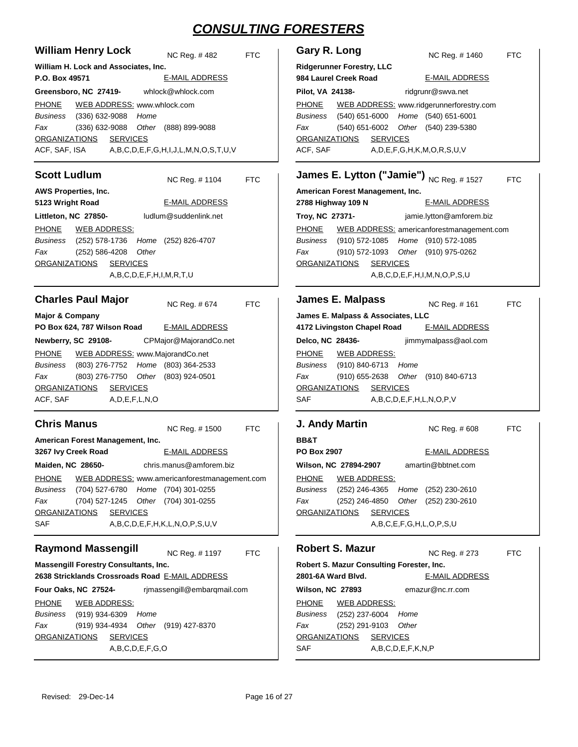# CONSULTING FORESTERS

## William Henry Lock

NC Reg. # 482 FTC

**William H. Lock and Associates, Inc.**
**P.O. Box 49571**
**Greensboro, NC 27419-**

E-MAIL ADDRESS: whlock@whlock.com

PHONE WEB ADDRESS: www.whlock.com

*Business* (336) 632-9088 *Home*
*Fax* (336) 632-9088 *Other* (888) 899-9088

ORGANIZATIONS: ACF, SAF, ISA
SERVICES: A,B,C,D,E,F,G,H,I,J,L,M,N,O,S,T,U,V

## Scott Ludlum

NC Reg. # 1104 FTC

**AWS Properties, Inc.**
**5123 Wright Road**
**Littleton, NC 27850-**

E-MAIL ADDRESS: ludlum@suddenlink.net

PHONE WEB ADDRESS:

*Business* (252) 578-1736 *Home* (252) 826-4707
*Fax* (252) 586-4208 *Other*

ORGANIZATIONS:
SERVICES: A,B,C,D,E,F,H,I,M,R,T,U

## Charles Paul Major

NC Reg. # 674 FTC

**Major & Company**
**PO Box 624, 787 Wilson Road**
**Newberry, SC 29108-**

E-MAIL ADDRESS: CPMajor@MajorandCo.net

PHONE WEB ADDRESS: www.MajorandCo.net

*Business* (803) 276-7752 *Home* (803) 364-2533
*Fax* (803) 276-7750 *Other* (803) 924-0501

ORGANIZATIONS: ACF, SAF
SERVICES: A,D,E,F,L,N,O

## Chris Manus

NC Reg. # 1500 FTC

**American Forest Management, Inc.**
**3267 Ivy Creek Road**
**Maiden, NC 28650-**

E-MAIL ADDRESS: chris.manus@amforem.biz

PHONE WEB ADDRESS: www.americanforestmanagement.com

*Business* (704) 527-6780 *Home* (704) 301-0255
*Fax* (704) 527-1245 *Other* (704) 301-0255

ORGANIZATIONS: SAF
SERVICES: A,B,C,D,E,F,H,K,L,N,O,P,S,U,V

## Raymond Massengill

NC Reg. # 1197 FTC

**Massengill Forestry Consultants, Inc.**
**2638 Stricklands Crossroads Road**
**Four Oaks, NC 27524-**

E-MAIL ADDRESS: rjmassengill@embarqmail.com

PHONE WEB ADDRESS:

*Business* (919) 934-6309 *Home*
*Fax* (919) 934-4934 *Other* (919) 427-8370

ORGANIZATIONS:
SERVICES: A,B,C,D,E,F,G,O

## Gary R. Long

NC Reg. # 1460 FTC

**Ridgerunner Forestry, LLC**
**984 Laurel Creek Road**
**Pilot, VA 24138-**

E-MAIL ADDRESS: ridgrunr@swva.net

PHONE WEB ADDRESS: www.ridgerunnerforestry.com

*Business* (540) 651-6000 *Home* (540) 651-6001
*Fax* (540) 651-6002 *Other* (540) 239-5380

ORGANIZATIONS: ACF, SAF
SERVICES: A,D,E,F,G,H,K,M,O,R,S,U,V

## James E. Lytton ("Jamie")

NC Reg. # 1527 FTC

**American Forest Management, Inc.**
**2788 Highway 109 N**
**Troy, NC 27371-**

E-MAIL ADDRESS: jamie.lytton@amforem.biz

PHONE WEB ADDRESS: americanforestmanagement.com

*Business* (910) 572-1085 *Home* (910) 572-1085
*Fax* (910) 572-1093 *Other* (910) 975-0262

ORGANIZATIONS:
SERVICES: A,B,C,D,E,F,H,I,M,N,O,P,S,U

## James E. Malpass

NC Reg. # 161 FTC

**James E. Malpass & Associates, LLC**
**4172 Livingston Chapel Road**
**Delco, NC 28436-**

E-MAIL ADDRESS: jimmymalpass@aol.com

PHONE WEB ADDRESS:

*Business* (910) 840-6713 *Home*
*Fax* (910) 655-2638 *Other* (910) 840-6713

ORGANIZATIONS: SAF
SERVICES: A,B,C,D,E,F,H,L,N,O,P,V

## J. Andy Martin

NC Reg. # 608 FTC

**BB&T**
**PO Box 2907**
**Wilson, NC 27894-2907**

E-MAIL ADDRESS: amartin@bbtnet.com

PHONE WEB ADDRESS:

*Business* (252) 246-4365 *Home* (252) 230-2610
*Fax* (252) 246-4850 *Other* (252) 230-2610

ORGANIZATIONS:
SERVICES: A,B,C,E,F,G,H,L,O,P,S,U

## Robert S. Mazur

NC Reg. # 273 FTC

**Robert S. Mazur Consulting Forester, Inc.**
**2801-6A Ward Blvd.**
**Wilson, NC 27893**

E-MAIL ADDRESS: emazur@nc.rr.com

PHONE WEB ADDRESS:

*Business* (252) 237-6004 *Home*
*Fax* (252) 291-9103 *Other*

ORGANIZATIONS: SAF
SERVICES: A,B,C,D,E,F,K,N,P

Revised: 29-Dec-14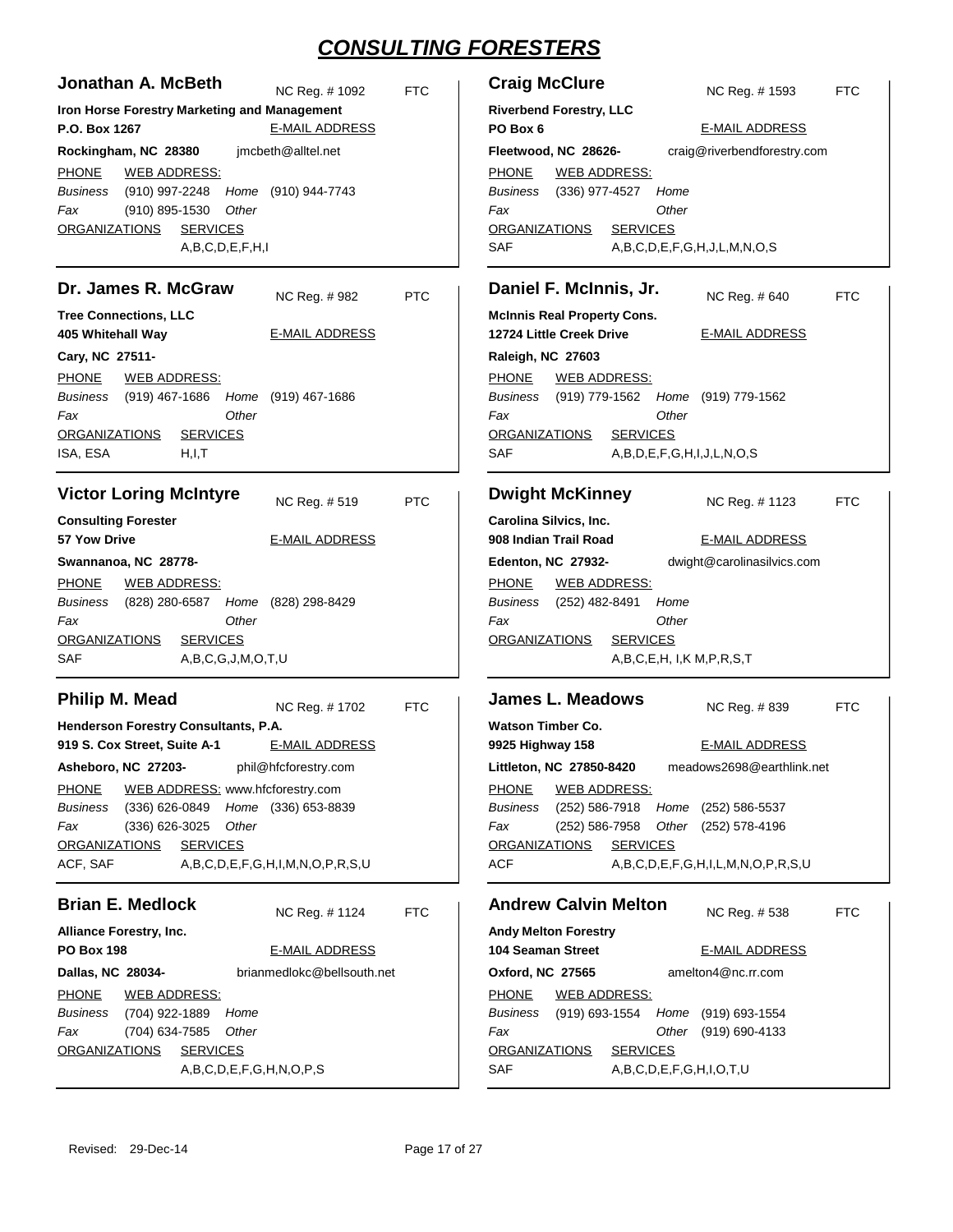# CONSULTING FORESTERS

## Jonathan A. McBeth

NC Reg. # 1092 FTC

**Iron Horse Forestry Marketing and Management**
**P.O. Box 1267**
**Rockingham, NC 28380**

E-MAIL ADDRESS: jmcbeth@alltel.net

PHONE / WEB ADDRESS:
*Business* (910) 997-2248 *Home* (910) 944-7743
*Fax* (910) 895-1530 *Other*

ORGANIZATIONS:
SERVICES: A,B,C,D,E,F,H,I

## Craig McClure

NC Reg. # 1593 FTC

**Riverbend Forestry, LLC**
**PO Box 6**
**Fleetwood, NC 28626-**

E-MAIL ADDRESS: craig@riverbendforestry.com

PHONE / WEB ADDRESS:
*Business* (336) 977-4527 *Home*
*Fax* *Other*

ORGANIZATIONS: SAF
SERVICES: A,B,C,D,E,F,G,H,J,L,M,N,O,S

## Dr. James R. McGraw

NC Reg. # 982 PTC

**Tree Connections, LLC**
**405 Whitehall Way**
**Cary, NC 27511-**

E-MAIL ADDRESS:

PHONE / WEB ADDRESS:
*Business* (919) 467-1686 *Home* (919) 467-1686
*Fax* *Other*

ORGANIZATIONS: ISA, ESA
SERVICES: H,I,T

## Daniel F. McInnis, Jr.

NC Reg. # 640 FTC

**McInnis Real Property Cons.**
**12724 Little Creek Drive**
**Raleigh, NC 27603**

E-MAIL ADDRESS:

PHONE / WEB ADDRESS:
*Business* (919) 779-1562 *Home* (919) 779-1562
*Fax* *Other*

ORGANIZATIONS: SAF
SERVICES: A,B,D,E,F,G,H,I,J,L,N,O,S

## Victor Loring McIntyre

NC Reg. # 519 PTC

**Consulting Forester**
**57 Yow Drive**
**Swannanoa, NC 28778-**

E-MAIL ADDRESS:

PHONE / WEB ADDRESS:
*Business* (828) 280-6587 *Home* (828) 298-8429
*Fax* *Other*

ORGANIZATIONS: SAF
SERVICES: A,B,C,G,J,M,O,T,U

## Dwight McKinney

NC Reg. # 1123 FTC

**Carolina Silvics, Inc.**
**908 Indian Trail Road**
**Edenton, NC 27932-**

E-MAIL ADDRESS: dwight@carolinasilvics.com

PHONE / WEB ADDRESS:
*Business* (252) 482-8491 *Home*
*Fax* *Other*

ORGANIZATIONS:
SERVICES: A,B,C,E,H, I,K M,P,R,S,T

## Philip M. Mead

NC Reg. # 1702 FTC

**Henderson Forestry Consultants, P.A.**
**919 S. Cox Street, Suite A-1**
**Asheboro, NC 27203-**

E-MAIL ADDRESS: phil@hfcforestry.com

PHONE / WEB ADDRESS: www.hfcforestry.com
*Business* (336) 626-0849 *Home* (336) 653-8839
*Fax* (336) 626-3025 *Other*

ORGANIZATIONS: ACF, SAF
SERVICES: A,B,C,D,E,F,G,H,I,M,N,O,P,R,S,U

## James L. Meadows

NC Reg. # 839 FTC

**Watson Timber Co.**
**9925 Highway 158**
**Littleton, NC 27850-8420**

E-MAIL ADDRESS: meadows2698@earthlink.net

PHONE / WEB ADDRESS:
*Business* (252) 586-7918 *Home* (252) 586-5537
*Fax* (252) 586-7958 *Other* (252) 578-4196

ORGANIZATIONS: ACF
SERVICES: A,B,C,D,E,F,G,H,I,L,M,N,O,P,R,S,U

## Brian E. Medlock

NC Reg. # 1124 FTC

**Alliance Forestry, Inc.**
**PO Box 198**
**Dallas, NC 28034-**

E-MAIL ADDRESS: brianmedlokc@bellsouth.net

PHONE / WEB ADDRESS:
*Business* (704) 922-1889 *Home*
*Fax* (704) 634-7585 *Other*

ORGANIZATIONS:
SERVICES: A,B,C,D,E,F,G,H,N,O,P,S

## Andrew Calvin Melton

NC Reg. # 538 FTC

**Andy Melton Forestry**
**104 Seaman Street**
**Oxford, NC 27565**

E-MAIL ADDRESS: amelton4@nc.rr.com

PHONE / WEB ADDRESS:
*Business* (919) 693-1554 *Home* (919) 693-1554
*Fax* *Other* (919) 690-4133

ORGANIZATIONS: SAF
SERVICES: A,B,C,D,E,F,G,H,I,O,T,U

Revised: 29-Dec-14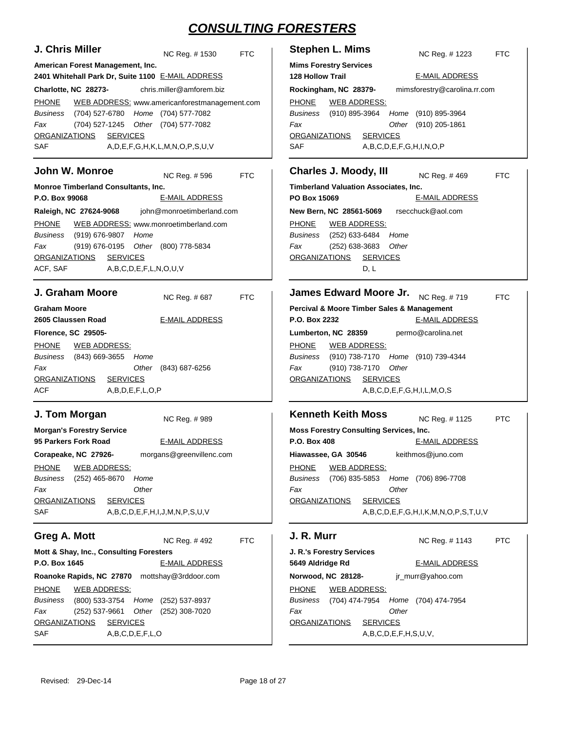# CONSULTING FORESTERS

## J. Chris Miller

NC Reg. # 1530 FTC

**American Forest Management, Inc.**
**2401 Whitehall Park Dr, Suite 1100**
**Charlotte, NC 28273-**

E-MAIL ADDRESS: chris.miller@amforem.biz

PHONE
WEB ADDRESS: www.americanforestmanagement.com
*Business* (704) 527-6780 *Home* (704) 577-7082
*Fax* (704) 527-1245 *Other* (704) 577-7082

ORGANIZATIONS: SAF
SERVICES: A,D,E,F,G,H,K,L,M,N,O,P,S,U,V

## Stephen L. Mims

NC Reg. # 1223 FTC

**Mims Forestry Services**
**128 Hollow Trail**
**Rockingham, NC 28379-**

E-MAIL ADDRESS: mimsforestry@carolina.rr.com

PHONE
WEB ADDRESS:
*Business* (910) 895-3964 *Home* (910) 895-3964
*Fax* *Other* (910) 205-1861

ORGANIZATIONS: SAF
SERVICES: A,B,C,D,E,F,G,H,I,N,O,P

## John W. Monroe

NC Reg. # 596 FTC

**Monroe Timberland Consultants, Inc.**
**P.O. Box 99068**
**Raleigh, NC 27624-9068**

E-MAIL ADDRESS: john@monroetimberland.com

PHONE
WEB ADDRESS: www.monroetimberland.com
*Business* (919) 676-9807 *Home*
*Fax* (919) 676-0195 *Other* (800) 778-5834

ORGANIZATIONS: ACF, SAF
SERVICES: A,B,C,D,E,F,L,N,O,U,V

## Charles J. Moody, III

NC Reg. # 469 FTC

**Timberland Valuation Associates, Inc.**
**PO Box 15069**
**New Bern, NC 28561-5069**

E-MAIL ADDRESS: rsecchuck@aol.com

PHONE
WEB ADDRESS:
*Business* (252) 633-6484 *Home*
*Fax* (252) 638-3683 *Other*

ORGANIZATIONS:
SERVICES: D, L

## J. Graham Moore

NC Reg. # 687 FTC

**Graham Moore**
**2605 Claussen Road**
**Florence, SC 29505-**

E-MAIL ADDRESS:

PHONE
WEB ADDRESS:
*Business* (843) 669-3655 *Home*
*Fax* *Other* (843) 687-6256

ORGANIZATIONS: ACF
SERVICES: A,B,D,E,F,L,O,P

## James Edward Moore Jr.

NC Reg. # 719 FTC

**Percival & Moore Timber Sales & Management**
**P.O. Box 2232**
**Lumberton, NC 28359**

E-MAIL ADDRESS: permo@carolina.net

PHONE
WEB ADDRESS:
*Business* (910) 738-7170 *Home* (910) 739-4344
*Fax* (910) 738-7170 *Other*

ORGANIZATIONS:
SERVICES: A,B,C,D,E,F,G,H,I,L,M,O,S

## J. Tom Morgan

NC Reg. # 989

**Morgan's Forestry Service**
**95 Parkers Fork Road**
**Corapeake, NC 27926-**

E-MAIL ADDRESS: morgans@greenvillenc.com

PHONE
WEB ADDRESS:
*Business* (252) 465-8670 *Home*
*Fax* *Other*

ORGANIZATIONS: SAF
SERVICES: A,B,C,D,E,F,H,I,J,M,N,P,S,U,V

## Kenneth Keith Moss

NC Reg. # 1125 PTC

**Moss Forestry Consulting Services, Inc.**
**P.O. Box 408**
**Hiawassee, GA 30546**

E-MAIL ADDRESS: keithmos@juno.com

PHONE
WEB ADDRESS:
*Business* (706) 835-5853 *Home* (706) 896-7708
*Fax* *Other*

ORGANIZATIONS:
SERVICES: A,B,C,D,E,F,G,H,I,K,M,N,O,P,S,T,U,V

## Greg A. Mott

NC Reg. # 492 FTC

**Mott & Shay, Inc., Consulting Foresters**
**P.O. Box 1645**
**Roanoke Rapids, NC 27870**

E-MAIL ADDRESS: mottshay@3rddoor.com

PHONE
WEB ADDRESS:
*Business* (800) 533-3754 *Home* (252) 537-8937
*Fax* (252) 537-9661 *Other* (252) 308-7020

ORGANIZATIONS: SAF
SERVICES: A,B,C,D,E,F,L,O

## J. R. Murr

NC Reg. # 1143 PTC

**J. R.'s Forestry Services**
**5649 Aldridge Rd**
**Norwood, NC 28128-**

E-MAIL ADDRESS: jr_murr@yahoo.com

PHONE
WEB ADDRESS:
*Business* (704) 474-7954 *Home* (704) 474-7954
*Fax* *Other*

ORGANIZATIONS:
SERVICES: A,B,C,D,E,F,H,S,U,V,

Revised: 29-Dec-14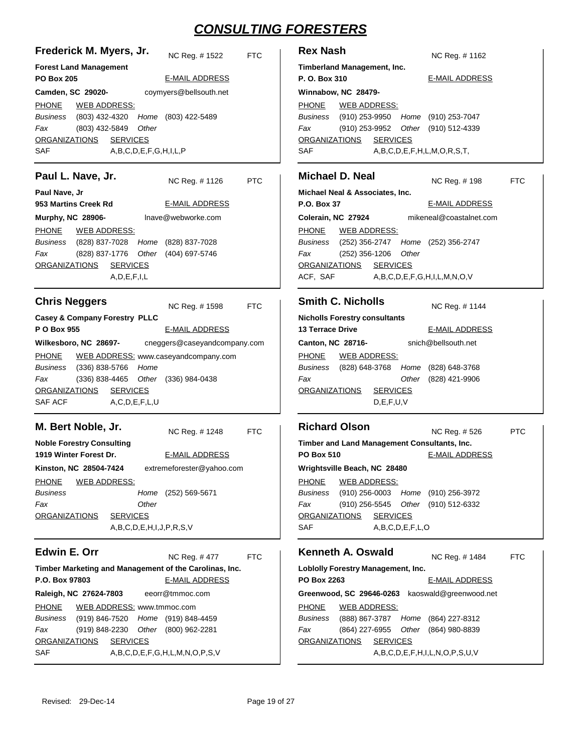# CONSULTING FORESTERS

## Frederick M. Myers, Jr.

NC Reg. # 1522 FTC

**Forest Land Management**
**PO Box 205**
**Camden, SC 29020-**

E-MAIL ADDRESS: coymyers@bellsouth.net

PHONE WEB ADDRESS:

*Business* (803) 432-4320 *Home* (803) 422-5489
*Fax* (803) 432-5849 *Other*

ORGANIZATIONS: SAF
SERVICES: A,B,C,D,E,F,G,H,I,L,P

## Paul L. Nave, Jr.

NC Reg. # 1126 PTC

**Paul Nave, Jr**
**953 Martins Creek Rd**
**Murphy, NC 28906-**

E-MAIL ADDRESS: lnave@webworke.com

PHONE WEB ADDRESS:

*Business* (828) 837-7028 *Home* (828) 837-7028
*Fax* (828) 837-1776 *Other* (404) 697-5746

ORGANIZATIONS:
SERVICES: A,D,E,F,I,L

## Chris Neggers

NC Reg. # 1598 FTC

**Casey & Company Forestry PLLC**
**P O Box 955**
**Wilkesboro, NC 28697-**

E-MAIL ADDRESS: cneggers@caseyandcompany.com

PHONE WEB ADDRESS: www.caseyandcompany.com

*Business* (336) 838-5766 *Home*
*Fax* (336) 838-4465 *Other* (336) 984-0438

ORGANIZATIONS: SAF ACF
SERVICES: A,C,D,E,F,L,U

## M. Bert Noble, Jr.

NC Reg. # 1248 FTC

**Noble Forestry Consulting**
**1919 Winter Forest Dr.**
**Kinston, NC 28504-7424**

E-MAIL ADDRESS: extremeforester@yahoo.com

PHONE WEB ADDRESS:

*Business* *Home* (252) 569-5671
*Fax* *Other*

ORGANIZATIONS:
SERVICES: A,B,C,D,E,H,I,J,P,R,S,V

## Edwin E. Orr

NC Reg. # 477 FTC

**Timber Marketing and Management of the Carolinas, Inc.**
**P.O. Box 97803**
**Raleigh, NC 27624-7803**

E-MAIL ADDRESS: eeorr@tmmoc.com

PHONE WEB ADDRESS: www.tmmoc.com

*Business* (919) 846-7520 *Home* (919) 848-4459
*Fax* (919) 848-2230 *Other* (800) 962-2281

ORGANIZATIONS: SAF
SERVICES: A,B,C,D,E,F,G,H,L,M,N,O,P,S,V

## Rex Nash

NC Reg. # 1162

**Timberland Management, Inc.**
**P. O. Box 310**
**Winnabow, NC 28479-**

E-MAIL ADDRESS:

PHONE WEB ADDRESS:

*Business* (910) 253-9950 *Home* (910) 253-7047
*Fax* (910) 253-9952 *Other* (910) 512-4339

ORGANIZATIONS: SAF
SERVICES: A,B,C,D,E,F,H,L,M,O,R,S,T,

## Michael D. Neal

NC Reg. # 198 FTC

**Michael Neal & Associates, Inc.**
**P.O. Box 37**
**Colerain, NC 27924**

E-MAIL ADDRESS: mikeneal@coastalnet.com

PHONE WEB ADDRESS:

*Business* (252) 356-2747 *Home* (252) 356-2747
*Fax* (252) 356-1206 *Other*

ORGANIZATIONS: ACF, SAF
SERVICES: A,B,C,D,E,F,G,H,I,L,M,N,O,V

## Smith C. Nicholls

NC Reg. # 1144

**Nicholls Forestry consultants**
**13 Terrace Drive**
**Canton, NC 28716-**

E-MAIL ADDRESS: snich@bellsouth.net

PHONE WEB ADDRESS:

*Business* (828) 648-3768 *Home* (828) 648-3768
*Fax* *Other* (828) 421-9906

ORGANIZATIONS:
SERVICES: D,E,F,U,V

## Richard Olson

NC Reg. # 526 PTC

**Timber and Land Management Consultants, Inc.**
**PO Box 510**
**Wrightsville Beach, NC 28480**

E-MAIL ADDRESS:

PHONE WEB ADDRESS:

*Business* (910) 256-0003 *Home* (910) 256-3972
*Fax* (910) 256-5545 *Other* (910) 512-6332

ORGANIZATIONS: SAF
SERVICES: A,B,C,D,E,F,L,O

## Kenneth A. Oswald

NC Reg. # 1484 FTC

**Loblolly Forestry Management, Inc.**
**PO Box 2263**
**Greenwood, SC 29646-0263**

E-MAIL ADDRESS: kaoswald@greenwood.net

PHONE WEB ADDRESS:

*Business* (888) 867-3787 *Home* (864) 227-8312
*Fax* (864) 227-6955 *Other* (864) 980-8839

ORGANIZATIONS:
SERVICES: A,B,C,D,E,F,H,I,L,N,O,P,S,U,V

Revised: 29-Dec-14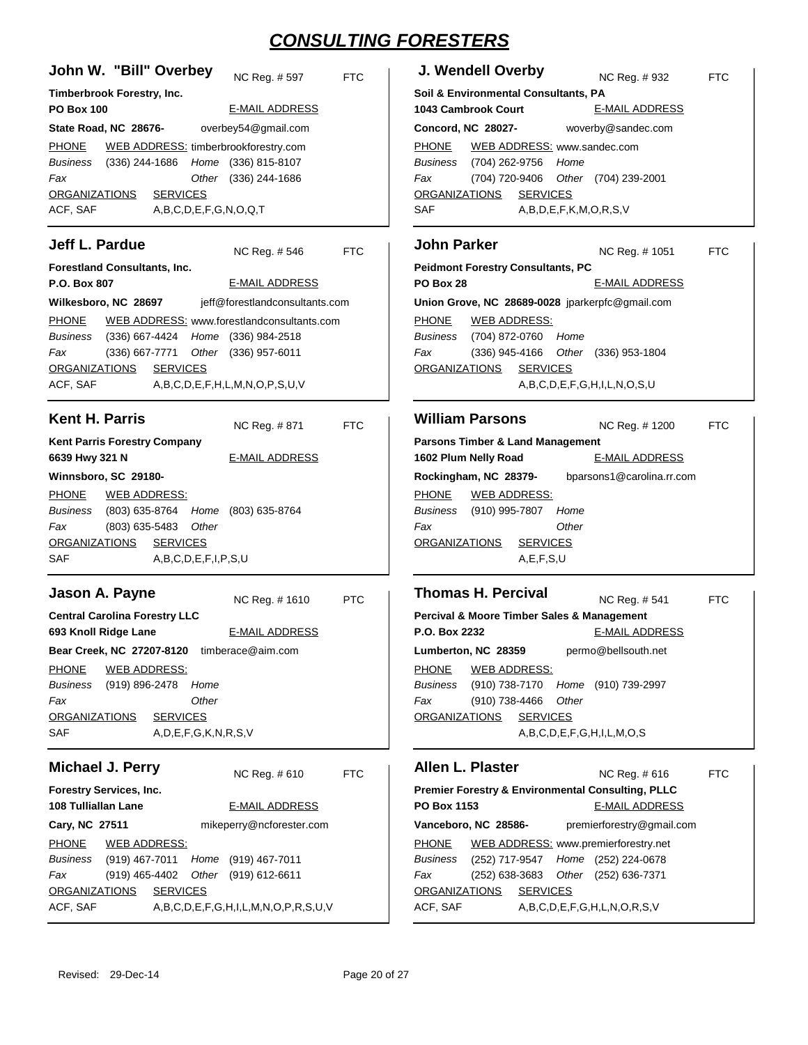# CONSULTING FORESTERS

## John W. "Bill" Overbey

NC Reg. # 597 FTC

**Timberbrook Forestry, Inc.**
**PO Box 100**
**State Road, NC 28676-**

E-MAIL ADDRESS: overbey54@gmail.com

WEB ADDRESS: timberbrookforestry.com

PHONE
- *Business* (336) 244-1686
- *Home* (336) 815-8107
- *Fax*
- *Other* (336) 244-1686

ORGANIZATIONS: ACF, SAF

SERVICES: A,B,C,D,E,F,G,N,O,Q,T

## Jeff L. Pardue

NC Reg. # 546 FTC

**Forestland Consultants, Inc.**
**P.O. Box 807**
**Wilkesboro, NC 28697**

E-MAIL ADDRESS: jeff@forestlandconsultants.com

WEB ADDRESS: www.forestlandconsultants.com

PHONE
- *Business* (336) 667-4424
- *Home* (336) 984-2518
- *Fax* (336) 667-7771
- *Other* (336) 957-6011

ORGANIZATIONS: ACF, SAF

SERVICES: A,B,C,D,E,F,H,L,M,N,O,P,S,U,V

## Kent H. Parris

NC Reg. # 871 FTC

**Kent Parris Forestry Company**
**6639 Hwy 321 N**
**Winnsboro, SC 29180-**

E-MAIL ADDRESS:

WEB ADDRESS:

PHONE
- *Business* (803) 635-8764
- *Home* (803) 635-8764
- *Fax* (803) 635-5483
- *Other*

ORGANIZATIONS: SAF

SERVICES: A,B,C,D,E,F,I,P,S,U

## Jason A. Payne

NC Reg. # 1610 PTC

**Central Carolina Forestry LLC**
**693 Knoll Ridge Lane**
**Bear Creek, NC 27207-8120**

E-MAIL ADDRESS: timberace@aim.com

WEB ADDRESS:

PHONE
- *Business* (919) 896-2478
- *Home*
- *Fax*
- *Other*

ORGANIZATIONS: SAF

SERVICES: A,D,E,F,G,K,N,R,S,V

## Michael J. Perry

NC Reg. # 610 FTC

**Forestry Services, Inc.**
**108 Tulliallan Lane**
**Cary, NC 27511**

E-MAIL ADDRESS: mikeperry@ncforester.com

WEB ADDRESS:

PHONE
- *Business* (919) 467-7011
- *Home* (919) 467-7011
- *Fax* (919) 465-4402
- *Other* (919) 612-6611

ORGANIZATIONS: ACF, SAF

SERVICES: A,B,C,D,E,F,G,H,I,L,M,N,O,P,R,S,U,V

## J. Wendell Overby

NC Reg. # 932 FTC

**Soil & Environmental Consultants, PA**
**1043 Cambrook Court**
**Concord, NC 28027-**

E-MAIL ADDRESS: woverby@sandec.com

WEB ADDRESS: www.sandec.com

PHONE
- *Business* (704) 262-9756
- *Home*
- *Fax* (704) 720-9406
- *Other* (704) 239-2001

ORGANIZATIONS: SAF

SERVICES: A,B,D,E,F,K,M,O,R,S,V

## John Parker

NC Reg. # 1051 FTC

**Peidmont Forestry Consultants, PC**
**PO Box 28**
**Union Grove, NC 28689-0028**

E-MAIL ADDRESS: jparkerpfc@gmail.com

WEB ADDRESS:

PHONE
- *Business* (704) 872-0760
- *Home*
- *Fax* (336) 945-4166
- *Other* (336) 953-1804

ORGANIZATIONS:

SERVICES: A,B,C,D,E,F,G,H,I,L,N,O,S,U

## William Parsons

NC Reg. # 1200 FTC

**Parsons Timber & Land Management**
**1602 Plum Nelly Road**
**Rockingham, NC 28379-**

E-MAIL ADDRESS: bparsons1@carolina.rr.com

WEB ADDRESS:

PHONE
- *Business* (910) 995-7807
- *Home*
- *Fax*
- *Other*

ORGANIZATIONS:

SERVICES: A,E,F,S,U

## Thomas H. Percival

NC Reg. # 541 FTC

**Percival & Moore Timber Sales & Management**
**P.O. Box 2232**
**Lumberton, NC 28359**

E-MAIL ADDRESS: permo@bellsouth.net

WEB ADDRESS:

PHONE
- *Business* (910) 738-7170
- *Home* (910) 739-2997
- *Fax* (910) 738-4466
- *Other*

ORGANIZATIONS:

SERVICES: A,B,C,D,E,F,G,H,I,L,M,O,S

## Allen L. Plaster

NC Reg. # 616 FTC

**Premier Forestry & Environmental Consulting, PLLC**
**PO Box 1153**
**Vanceboro, NC 28586-**

E-MAIL ADDRESS: premierforestry@gmail.com

WEB ADDRESS: www.premierforestry.net

PHONE
- *Business* (252) 717-9547
- *Home* (252) 224-0678
- *Fax* (252) 638-3683
- *Other* (252) 636-7371

ORGANIZATIONS: ACF, SAF

SERVICES: A,B,C,D,E,F,G,H,L,N,O,R,S,V

Revised: 29-Dec-14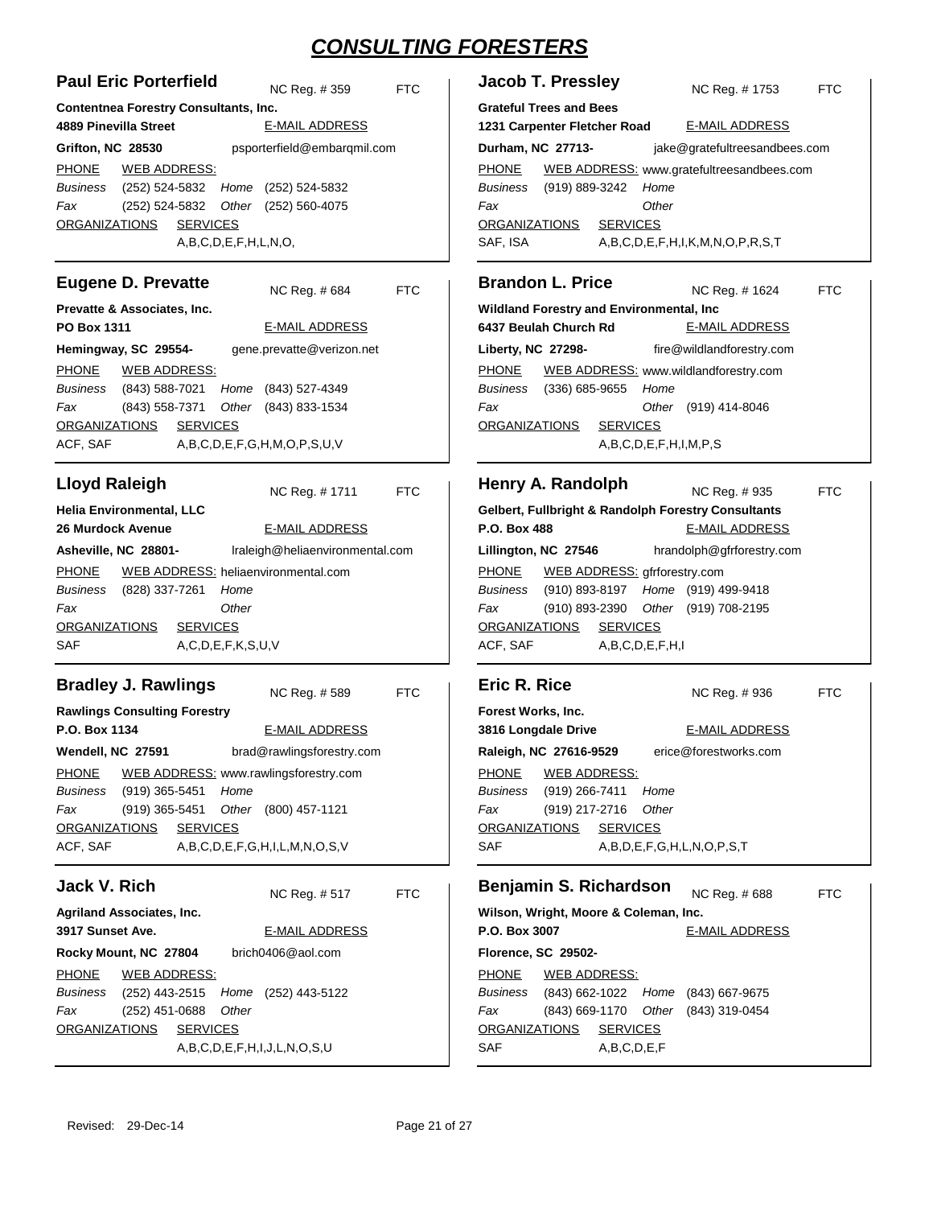# CONSULTING FORESTERS

## Paul Eric Porterfield

NC Reg. # 359 FTC

**Contentnea Forestry Consultants, Inc.**
**4889 Pinevilla Street**
**Grifton, NC 28530**

E-MAIL ADDRESS: psporterfield@embarqmil.com

PHONE — WEB ADDRESS:

*Business* (252) 524-5832 *Home* (252) 524-5832
*Fax* (252) 524-5832 *Other* (252) 560-4075

ORGANIZATIONS — SERVICES: A,B,C,D,E,F,H,L,N,O,

## Eugene D. Prevatte

NC Reg. # 684 FTC

**Prevatte & Associates, Inc.**
**PO Box 1311**
**Hemingway, SC 29554-**

E-MAIL ADDRESS: gene.prevatte@verizon.net

PHONE — WEB ADDRESS:

*Business* (843) 588-7021 *Home* (843) 527-4349
*Fax* (843) 558-7371 *Other* (843) 833-1534

ORGANIZATIONS: ACF, SAF — SERVICES: A,B,C,D,E,F,G,H,M,O,P,S,U,V

## Lloyd Raleigh

NC Reg. # 1711 FTC

**Helia Environmental, LLC**
**26 Murdock Avenue**
**Asheville, NC 28801-**

E-MAIL ADDRESS: lraleigh@heliaenvironmental.com

PHONE — WEB ADDRESS: heliaenvironmental.com

*Business* (828) 337-7261 *Home*
*Fax* *Other*

ORGANIZATIONS: SAF — SERVICES: A,C,D,E,F,K,S,U,V

## Bradley J. Rawlings

NC Reg. # 589 FTC

**Rawlings Consulting Forestry**
**P.O. Box 1134**
**Wendell, NC 27591**

E-MAIL ADDRESS: brad@rawlingsforestry.com

PHONE — WEB ADDRESS: www.rawlingsforestry.com

*Business* (919) 365-5451 *Home*
*Fax* (919) 365-5451 *Other* (800) 457-1121

ORGANIZATIONS: ACF, SAF — SERVICES: A,B,C,D,E,F,G,H,I,L,M,N,O,S,V

## Jack V. Rich

NC Reg. # 517 FTC

**Agriland Associates, Inc.**
**3917 Sunset Ave.**
**Rocky Mount, NC 27804**

E-MAIL ADDRESS: brich0406@aol.com

PHONE — WEB ADDRESS:

*Business* (252) 443-2515 *Home* (252) 443-5122
*Fax* (252) 451-0688 *Other*

ORGANIZATIONS — SERVICES: A,B,C,D,E,F,H,I,J,L,N,O,S,U

## Jacob T. Pressley

NC Reg. # 1753 FTC

**Grateful Trees and Bees**
**1231 Carpenter Fletcher Road**
**Durham, NC 27713-**

E-MAIL ADDRESS: jake@gratefultreesandbees.com

PHONE — WEB ADDRESS: www.gratefultreesandbees.com

*Business* (919) 889-3242 *Home*
*Fax* *Other*

ORGANIZATIONS: SAF, ISA — SERVICES: A,B,C,D,E,F,H,I,K,M,N,O,P,R,S,T

## Brandon L. Price

NC Reg. # 1624 FTC

**Wildland Forestry and Environmental, Inc**
**6437 Beulah Church Rd**
**Liberty, NC 27298-**

E-MAIL ADDRESS: fire@wildlandforestry.com

PHONE — WEB ADDRESS: www.wildlandforestry.com

*Business* (336) 685-9655 *Home*
*Fax* *Other* (919) 414-8046

ORGANIZATIONS — SERVICES: A,B,C,D,E,F,H,I,M,P,S

## Henry A. Randolph

NC Reg. # 935 FTC

**Gelbert, Fullbright & Randolph Forestry Consultants**
**P.O. Box 488**
**Lillington, NC 27546**

E-MAIL ADDRESS: hrandolph@gfrforestry.com

PHONE — WEB ADDRESS: gfrforestry.com

*Business* (910) 893-8197 *Home* (919) 499-9418
*Fax* (910) 893-2390 *Other* (919) 708-2195

ORGANIZATIONS: ACF, SAF — SERVICES: A,B,C,D,E,F,H,I

## Eric R. Rice

NC Reg. # 936 FTC

**Forest Works, Inc.**
**3816 Longdale Drive**
**Raleigh, NC 27616-9529**

E-MAIL ADDRESS: erice@forestworks.com

PHONE — WEB ADDRESS:

*Business* (919) 266-7411 *Home*
*Fax* (919) 217-2716 *Other*

ORGANIZATIONS: SAF — SERVICES: A,B,D,E,F,G,H,L,N,O,P,S,T

## Benjamin S. Richardson

NC Reg. # 688 FTC

**Wilson, Wright, Moore & Coleman, Inc.**
**P.O. Box 3007**
**Florence, SC 29502-**

E-MAIL ADDRESS:

PHONE — WEB ADDRESS:

*Business* (843) 662-1022 *Home* (843) 667-9675
*Fax* (843) 669-1170 *Other* (843) 319-0454

ORGANIZATIONS: SAF — SERVICES: A,B,C,D,E,F

Revised: 29-Dec-14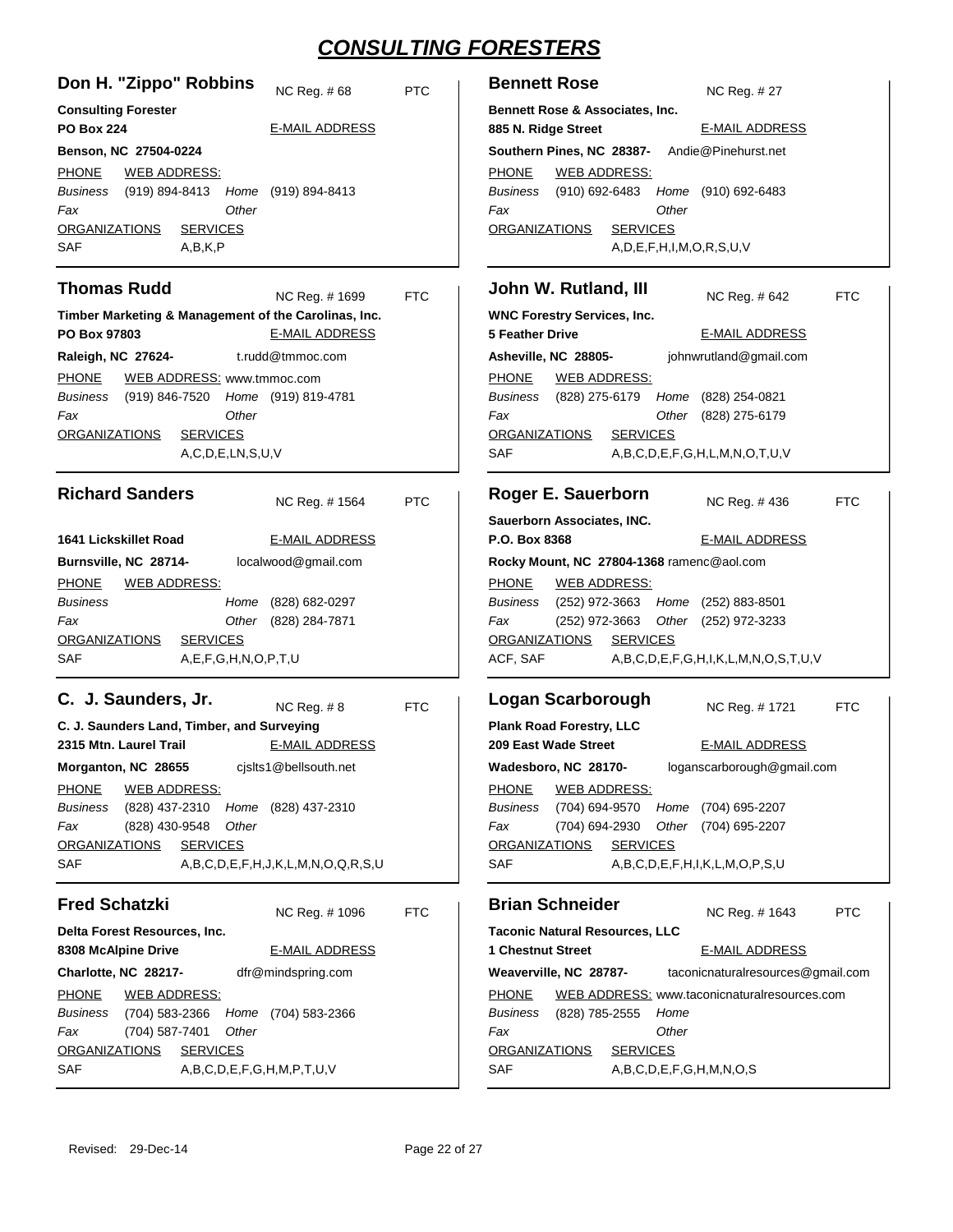# CONSULTING FORESTERS

## Don H. "Zippo" Robbins

NC Reg. # 68 PTC

**Consulting Forester**
**PO Box 224**
**Benson, NC 27504-0224**

E-MAIL ADDRESS

PHONE WEB ADDRESS:

*Business* (919) 894-8413 *Home* (919) 894-8413
*Fax* *Other*

ORGANIZATIONS SERVICES
SAF A,B,K,P

## Bennett Rose

NC Reg. # 27

**Bennett Rose & Associates, Inc.**
**885 N. Ridge Street**
**Southern Pines, NC 28387-**

E-MAIL ADDRESS
Andie@Pinehurst.net

PHONE WEB ADDRESS:

*Business* (910) 692-6483 *Home* (910) 692-6483
*Fax* *Other*

ORGANIZATIONS SERVICES
A,D,E,F,H,I,M,O,R,S,U,V

## Thomas Rudd

NC Reg. # 1699 FTC

**Timber Marketing & Management of the Carolinas, Inc.**
**PO Box 97803**
**Raleigh, NC 27624-**

E-MAIL ADDRESS
t.rudd@tmmoc.com

PHONE WEB ADDRESS: www.tmmoc.com

*Business* (919) 846-7520 *Home* (919) 819-4781
*Fax* *Other*

ORGANIZATIONS SERVICES
A,C,D,E,LN,S,U,V

## John W. Rutland, III

NC Reg. # 642 FTC

**WNC Forestry Services, Inc.**
**5 Feather Drive**
**Asheville, NC 28805-**

E-MAIL ADDRESS
johnwrutland@gmail.com

PHONE WEB ADDRESS:

*Business* (828) 275-6179 *Home* (828) 254-0821
*Fax* *Other* (828) 275-6179

ORGANIZATIONS SERVICES
SAF A,B,C,D,E,F,G,H,L,M,N,O,T,U,V

## Richard Sanders

NC Reg. # 1564 PTC

**1641 Lickskillet Road**
**Burnsville, NC 28714-**

E-MAIL ADDRESS
localwood@gmail.com

PHONE WEB ADDRESS:

*Business* *Home* (828) 682-0297
*Fax* *Other* (828) 284-7871

ORGANIZATIONS SERVICES
SAF A,E,F,G,H,N,O,P,T,U

## Roger E. Sauerborn

NC Reg. # 436 FTC

**Sauerborn Associates, INC.**
**P.O. Box 8368**
**Rocky Mount, NC 27804-1368**

E-MAIL ADDRESS
ramenc@aol.com

PHONE WEB ADDRESS:

*Business* (252) 972-3663 *Home* (252) 883-8501
*Fax* (252) 972-3663 *Other* (252) 972-3233

ORGANIZATIONS SERVICES
ACF, SAF A,B,C,D,E,F,G,H,I,K,L,M,N,O,S,T,U,V

## C. J. Saunders, Jr.

NC Reg. # 8 FTC

**C. J. Saunders Land, Timber, and Surveying**
**2315 Mtn. Laurel Trail**
**Morganton, NC 28655**

E-MAIL ADDRESS
cjslts1@bellsouth.net

PHONE WEB ADDRESS:

*Business* (828) 437-2310 *Home* (828) 437-2310
*Fax* (828) 430-9548 *Other*

ORGANIZATIONS SERVICES
SAF A,B,C,D,E,F,H,J,K,L,M,N,O,Q,R,S,U

## Logan Scarborough

NC Reg. # 1721 FTC

**Plank Road Forestry, LLC**
**209 East Wade Street**
**Wadesboro, NC 28170-**

E-MAIL ADDRESS
loganscarborough@gmail.com

PHONE WEB ADDRESS:

*Business* (704) 694-9570 *Home* (704) 695-2207
*Fax* (704) 694-2930 *Other* (704) 695-2207

ORGANIZATIONS SERVICES
SAF A,B,C,D,E,F,H,I,K,L,M,O,P,S,U

## Fred Schatzki

NC Reg. # 1096 FTC

**Delta Forest Resources, Inc.**
**8308 McAlpine Drive**
**Charlotte, NC 28217-**

E-MAIL ADDRESS
dfr@mindspring.com

PHONE WEB ADDRESS:

*Business* (704) 583-2366 *Home* (704) 583-2366
*Fax* (704) 587-7401 *Other*

ORGANIZATIONS SERVICES
SAF A,B,C,D,E,F,G,H,M,P,T,U,V

## Brian Schneider

NC Reg. # 1643 PTC

**Taconic Natural Resources, LLC**
**1 Chestnut Street**
**Weaverville, NC 28787-**

E-MAIL ADDRESS
taconicnaturalresources@gmail.com

PHONE WEB ADDRESS: www.taconicnaturalresources.com

*Business* (828) 785-2555 *Home*
*Fax* *Other*

ORGANIZATIONS SERVICES
SAF A,B,C,D,E,F,G,H,M,N,O,S

Revised: 29-Dec-14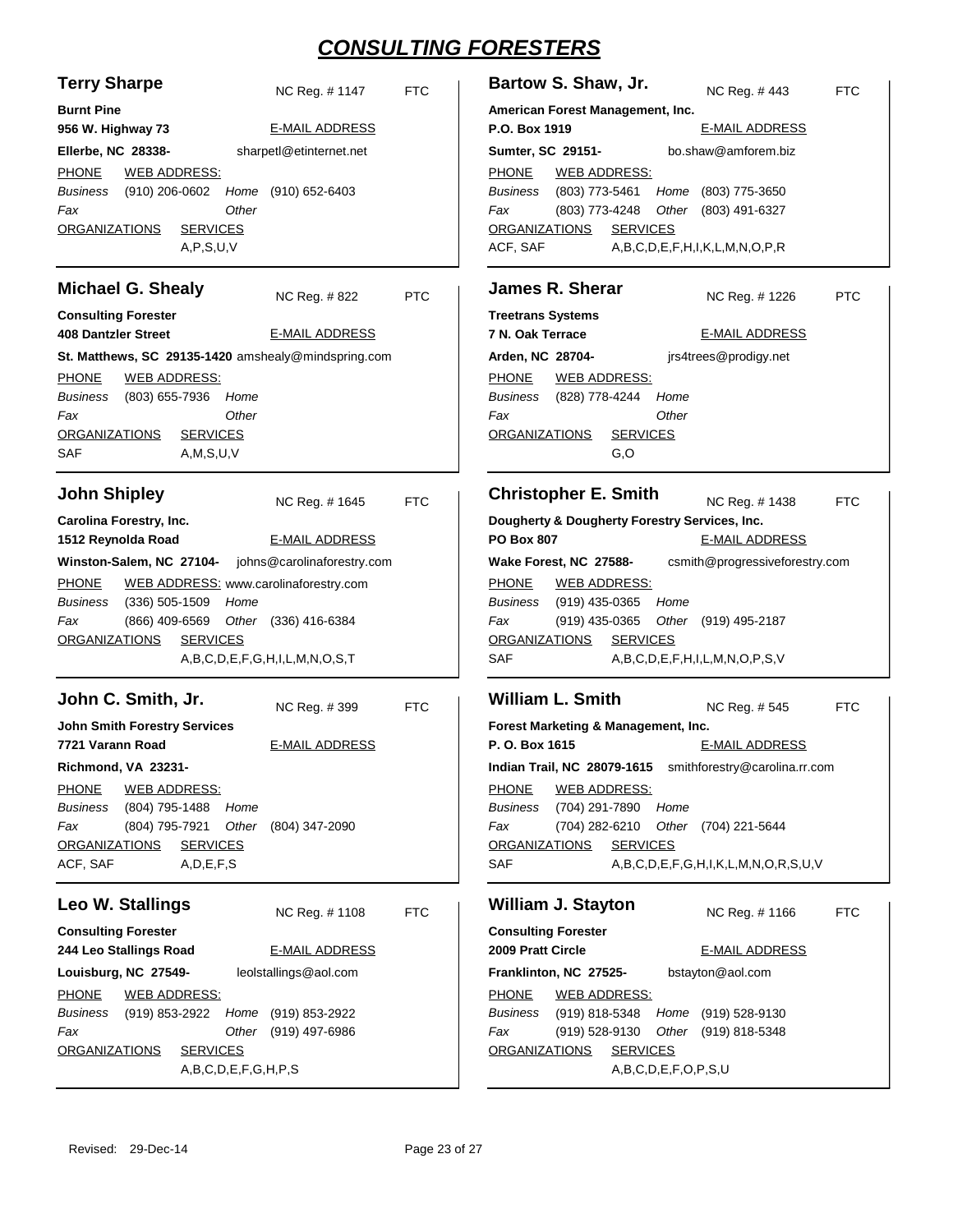# CONSULTING FORESTERS

## Terry Sharpe

NC Reg. # 1147 FTC

**Burnt Pine**
**956 W. Highway 73**
**Ellerbe, NC 28338-**

E-MAIL ADDRESS: sharpetl@etinternet.net

PHONE WEB ADDRESS:
*Business* (910) 206-0602 *Home* (910) 652-6403
*Fax* *Other*

ORGANIZATIONS SERVICES
A,P,S,U,V

## Michael G. Shealy

NC Reg. # 822 PTC

**Consulting Forester**
**408 Dantzler Street**
**St. Matthews, SC 29135-1420**

E-MAIL ADDRESS: amshealy@mindspring.com

PHONE WEB ADDRESS:
*Business* (803) 655-7936 *Home*
*Fax* *Other*

ORGANIZATIONS SERVICES
SAF A,M,S,U,V

## John Shipley

NC Reg. # 1645 FTC

**Carolina Forestry, Inc.**
**1512 Reynolda Road**
**Winston-Salem, NC 27104-**

E-MAIL ADDRESS: johns@carolinaforestry.com

PHONE WEB ADDRESS: www.carolinaforestry.com
*Business* (336) 505-1509 *Home*
*Fax* (866) 409-6569 *Other* (336) 416-6384

ORGANIZATIONS SERVICES
A,B,C,D,E,F,G,H,I,L,M,N,O,S,T

## John C. Smith, Jr.

NC Reg. # 399 FTC

**John Smith Forestry Services**
**7721 Varann Road**
**Richmond, VA 23231-**

E-MAIL ADDRESS

PHONE WEB ADDRESS:
*Business* (804) 795-1488 *Home*
*Fax* (804) 795-7921 *Other* (804) 347-2090

ORGANIZATIONS SERVICES
ACF, SAF A,D,E,F,S

## Leo W. Stallings

NC Reg. # 1108 FTC

**Consulting Forester**
**244 Leo Stallings Road**
**Louisburg, NC 27549-**

E-MAIL ADDRESS: leolstallings@aol.com

PHONE WEB ADDRESS:
*Business* (919) 853-2922 *Home* (919) 853-2922
*Fax* *Other* (919) 497-6986

ORGANIZATIONS SERVICES
A,B,C,D,E,F,G,H,P,S

## Bartow S. Shaw, Jr.

NC Reg. # 443 FTC

**American Forest Management, Inc.**
**P.O. Box 1919**
**Sumter, SC 29151-**

E-MAIL ADDRESS: bo.shaw@amforem.biz

PHONE WEB ADDRESS:
*Business* (803) 773-5461 *Home* (803) 775-3650
*Fax* (803) 773-4248 *Other* (803) 491-6327

ORGANIZATIONS SERVICES
ACF, SAF A,B,C,D,E,F,H,I,K,L,M,N,O,P,R

## James R. Sherar

NC Reg. # 1226 PTC

**Treetrans Systems**
**7 N. Oak Terrace**
**Arden, NC 28704-**

E-MAIL ADDRESS: jrs4trees@prodigy.net

PHONE WEB ADDRESS:
*Business* (828) 778-4244 *Home*
*Fax* *Other*

ORGANIZATIONS SERVICES
G,O

## Christopher E. Smith

NC Reg. # 1438 FTC

**Dougherty & Dougherty Forestry Services, Inc.**
**PO Box 807**
**Wake Forest, NC 27588-**

E-MAIL ADDRESS: csmith@progressiveforestry.com

PHONE WEB ADDRESS:
*Business* (919) 435-0365 *Home*
*Fax* (919) 435-0365 *Other* (919) 495-2187

ORGANIZATIONS SERVICES
SAF A,B,C,D,E,F,H,I,L,M,N,O,P,S,V

## William L. Smith

NC Reg. # 545 FTC

**Forest Marketing & Management, Inc.**
**P. O. Box 1615**
**Indian Trail, NC 28079-1615**

E-MAIL ADDRESS: smithforestry@carolina.rr.com

PHONE WEB ADDRESS:
*Business* (704) 291-7890 *Home*
*Fax* (704) 282-6210 *Other* (704) 221-5644

ORGANIZATIONS SERVICES
SAF A,B,C,D,E,F,G,H,I,K,L,M,N,O,R,S,U,V

## William J. Stayton

NC Reg. # 1166 FTC

**Consulting Forester**
**2009 Pratt Circle**
**Franklinton, NC 27525-**

E-MAIL ADDRESS: bstayton@aol.com

PHONE WEB ADDRESS:
*Business* (919) 818-5348 *Home* (919) 528-9130
*Fax* (919) 528-9130 *Other* (919) 818-5348

ORGANIZATIONS SERVICES
A,B,C,D,E,F,O,P,S,U

Revised: 29-Dec-14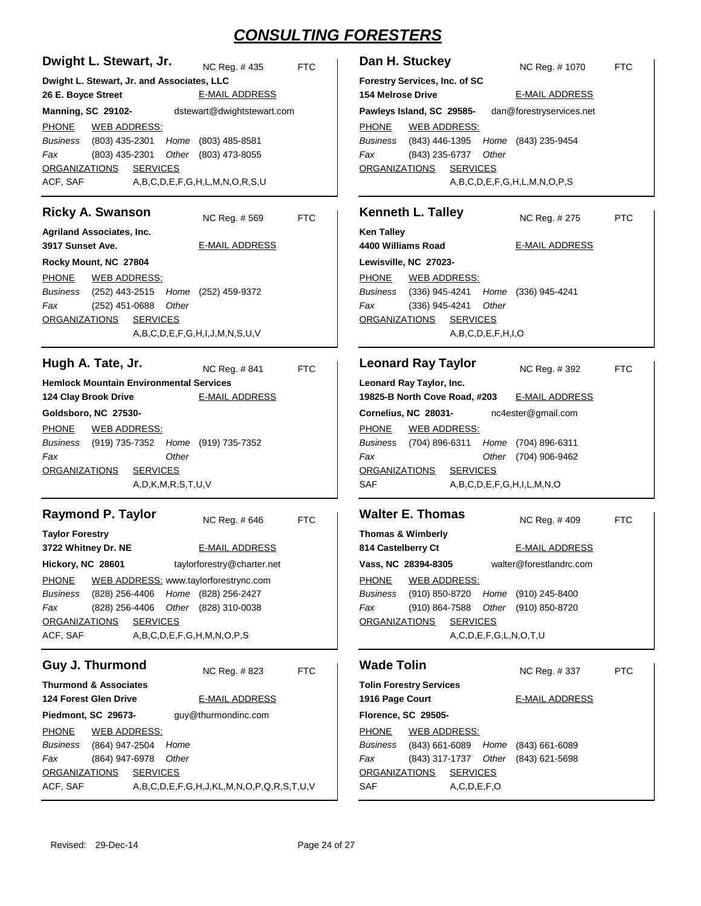# CONSULTING FORESTERS

## Dwight L. Stewart, Jr.

NC Reg. # 435 FTC

**Dwight L. Stewart, Jr. and Associates, LLC**
**26 E. Boyce Street**
**Manning, SC 29102-**

E-MAIL ADDRESS: dstewart@dwightstewart.com

PHONE / WEB ADDRESS:

- *Business* (803) 435-2301 *Home* (803) 485-8581
- *Fax* (803) 435-2301 *Other* (803) 473-8055

ORGANIZATIONS: ACF, SAF
SERVICES: A,B,C,D,E,F,G,H,L,M,N,O,R,S,U

## Ricky A. Swanson

NC Reg. # 569 FTC

**Agriland Associates, Inc.**
**3917 Sunset Ave.**
**Rocky Mount, NC 27804**

E-MAIL ADDRESS

PHONE / WEB ADDRESS:

- *Business* (252) 443-2515 *Home* (252) 459-9372
- *Fax* (252) 451-0688 *Other*

ORGANIZATIONS
SERVICES: A,B,C,D,E,F,G,H,I,J,M,N,S,U,V

## Hugh A. Tate, Jr.

NC Reg. # 841 FTC

**Hemlock Mountain Environmental Services**
**124 Clay Brook Drive**
**Goldsboro, NC 27530-**

E-MAIL ADDRESS

PHONE / WEB ADDRESS:

- *Business* (919) 735-7352 *Home* (919) 735-7352
- *Fax* *Other*

ORGANIZATIONS
SERVICES: A,D,K,M,R,S,T,U,V

## Raymond P. Taylor

NC Reg. # 646 FTC

**Taylor Forestry**
**3722 Whitney Dr. NE**
**Hickory, NC 28601**

E-MAIL ADDRESS: taylorforestry@charter.net

PHONE / WEB ADDRESS: www.taylorforestrync.com

- *Business* (828) 256-4406 *Home* (828) 256-2427
- *Fax* (828) 256-4406 *Other* (828) 310-0038

ORGANIZATIONS: ACF, SAF
SERVICES: A,B,C,D,E,F,G,H,M,N,O,P,S

## Guy J. Thurmond

NC Reg. # 823 FTC

**Thurmond & Associates**
**124 Forest Glen Drive**
**Piedmont, SC 29673-**

E-MAIL ADDRESS: guy@thurmondinc.com

PHONE / WEB ADDRESS:

- *Business* (864) 947-2504 *Home*
- *Fax* (864) 947-6978 *Other*

ORGANIZATIONS: ACF, SAF
SERVICES: A,B,C,D,E,F,G,H,J,KL,M,N,O,P,Q,R,S,T,U,V

## Dan H. Stuckey

NC Reg. # 1070 FTC

**Forestry Services, Inc. of SC**
**154 Melrose Drive**
**Pawleys Island, SC 29585-**

E-MAIL ADDRESS: dan@forestryservices.net

PHONE / WEB ADDRESS:

- *Business* (843) 446-1395 *Home* (843) 235-9454
- *Fax* (843) 235-6737 *Other*

ORGANIZATIONS
SERVICES: A,B,C,D,E,F,G,H,L,M,N,O,P,S

## Kenneth L. Talley

NC Reg. # 275 PTC

**Ken Talley**
**4400 Williams Road**
**Lewisville, NC 27023-**

E-MAIL ADDRESS

PHONE / WEB ADDRESS:

- *Business* (336) 945-4241 *Home* (336) 945-4241
- *Fax* (336) 945-4241 *Other*

ORGANIZATIONS
SERVICES: A,B,C,D,E,F,H,I,O

## Leonard Ray Taylor

NC Reg. # 392 FTC

**Leonard Ray Taylor, Inc.**
**19825-B North Cove Road, #203**
**Cornelius, NC 28031-**

E-MAIL ADDRESS: nc4ester@gmail.com

PHONE / WEB ADDRESS:

- *Business* (704) 896-6311 *Home* (704) 896-6311
- *Fax* *Other* (704) 906-9462

ORGANIZATIONS: SAF
SERVICES: A,B,C,D,E,F,G,H,I,L,M,N,O

## Walter E. Thomas

NC Reg. # 409 FTC

**Thomas & Wimberly**
**814 Castelberry Ct**
**Vass, NC 28394-8305**

E-MAIL ADDRESS: walter@forestlandrc.com

PHONE / WEB ADDRESS:

- *Business* (910) 850-8720 *Home* (910) 245-8400
- *Fax* (910) 864-7588 *Other* (910) 850-8720

ORGANIZATIONS
SERVICES: A,C,D,E,F,G,L,N,O,T,U

## Wade Tolin

NC Reg. # 337 PTC

**Tolin Forestry Services**
**1916 Page Court**
**Florence, SC 29505-**

E-MAIL ADDRESS

PHONE / WEB ADDRESS:

- *Business* (843) 661-6089 *Home* (843) 661-6089
- *Fax* (843) 317-1737 *Other* (843) 621-5698

ORGANIZATIONS: SAF
SERVICES: A,C,D,E,F,O

Revised: 29-Dec-14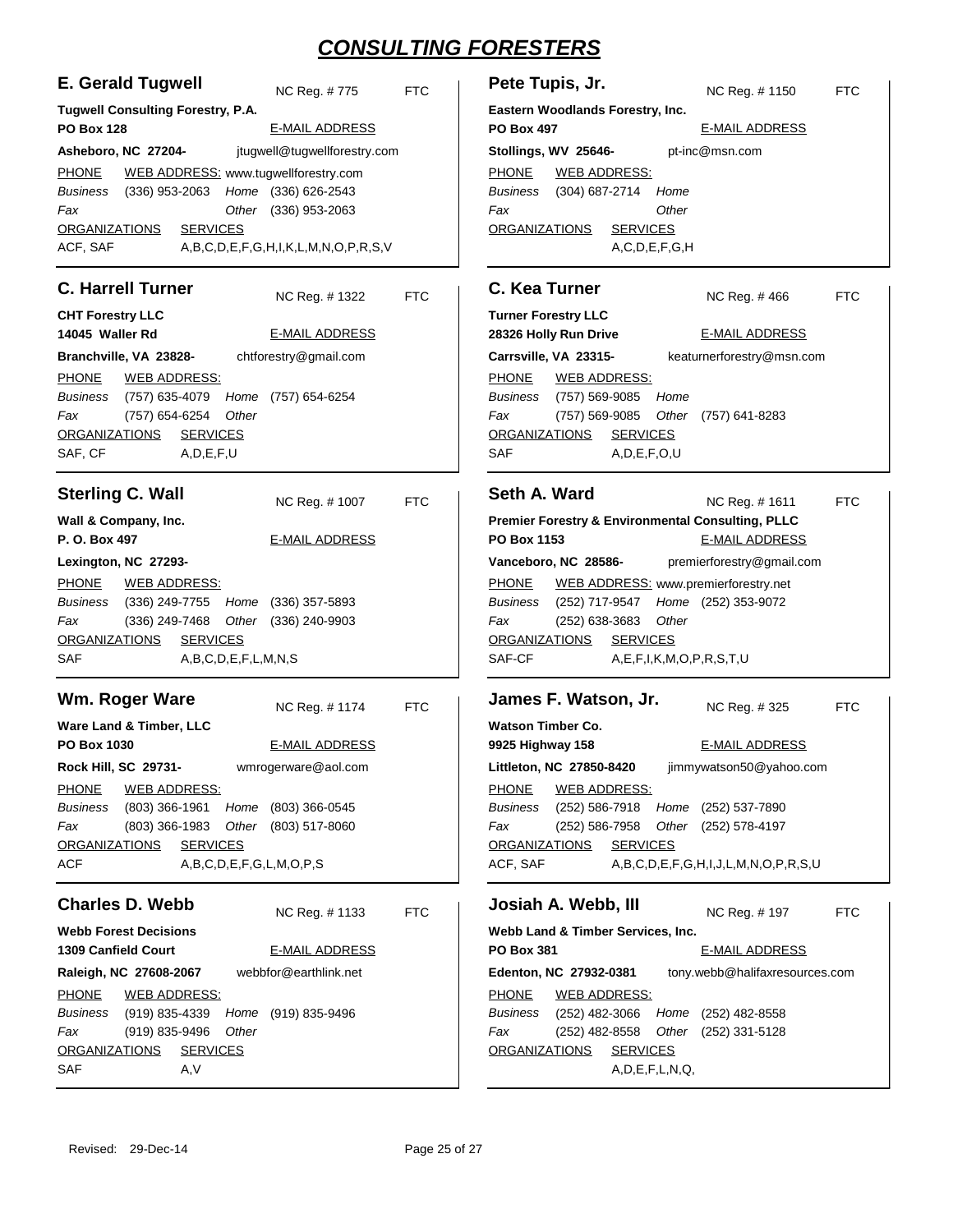# CONSULTING FORESTERS

## E. Gerald Tugwell

NC Reg. # 775 FTC

**Tugwell Consulting Forestry, P.A.**
**PO Box 128**
**Asheboro, NC 27204-**

E-MAIL ADDRESS: jtugwell@tugwellforestry.com

PHONE WEB ADDRESS: www.tugwellforestry.com

*Business* (336) 953-2063 *Home* (336) 626-2543
*Fax* *Other* (336) 953-2063

ORGANIZATIONS: ACF, SAF
SERVICES: A,B,C,D,E,F,G,H,I,K,L,M,N,O,P,R,S,V

## Pete Tupis, Jr.

NC Reg. # 1150 FTC

**Eastern Woodlands Forestry, Inc.**
**PO Box 497**
**Stollings, WV 25646-**

E-MAIL ADDRESS: pt-inc@msn.com

PHONE WEB ADDRESS:

*Business* (304) 687-2714 *Home*
*Fax* *Other*

ORGANIZATIONS:
SERVICES: A,C,D,E,F,G,H

## C. Harrell Turner

NC Reg. # 1322 FTC

**CHT Forestry LLC**
**14045 Waller Rd**
**Branchville, VA 23828-**

E-MAIL ADDRESS: chtforestry@gmail.com

PHONE WEB ADDRESS:

*Business* (757) 635-4079 *Home* (757) 654-6254
*Fax* (757) 654-6254 *Other*

ORGANIZATIONS: SAF, CF
SERVICES: A,D,E,F,U

## C. Kea Turner

NC Reg. # 466 FTC

**Turner Forestry LLC**
**28326 Holly Run Drive**
**Carrsville, VA 23315-**

E-MAIL ADDRESS: keaturnerforestry@msn.com

PHONE WEB ADDRESS:

*Business* (757) 569-9085 *Home*
*Fax* (757) 569-9085 *Other* (757) 641-8283

ORGANIZATIONS: SAF
SERVICES: A,D,E,F,O,U

## Sterling C. Wall

NC Reg. # 1007 FTC

**Wall & Company, Inc.**
**P. O. Box 497**
**Lexington, NC 27293-**

E-MAIL ADDRESS:

PHONE WEB ADDRESS:

*Business* (336) 249-7755 *Home* (336) 357-5893
*Fax* (336) 249-7468 *Other* (336) 240-9903

ORGANIZATIONS: SAF
SERVICES: A,B,C,D,E,F,L,M,N,S

## Seth A. Ward

NC Reg. # 1611 FTC

**Premier Forestry & Environmental Consulting, PLLC**
**PO Box 1153**
**Vanceboro, NC 28586-**

E-MAIL ADDRESS: premierforestry@gmail.com

PHONE WEB ADDRESS: www.premierforestry.net

*Business* (252) 717-9547 *Home* (252) 353-9072
*Fax* (252) 638-3683 *Other*

ORGANIZATIONS: SAF-CF
SERVICES: A,E,F,I,K,M,O,P,R,S,T,U

## Wm. Roger Ware

NC Reg. # 1174 FTC

**Ware Land & Timber, LLC**
**PO Box 1030**
**Rock Hill, SC 29731-**

E-MAIL ADDRESS: wmrogerware@aol.com

PHONE WEB ADDRESS:

*Business* (803) 366-1961 *Home* (803) 366-0545
*Fax* (803) 366-1983 *Other* (803) 517-8060

ORGANIZATIONS: ACF
SERVICES: A,B,C,D,E,F,G,L,M,O,P,S

## James F. Watson, Jr.

NC Reg. # 325 FTC

**Watson Timber Co.**
**9925 Highway 158**
**Littleton, NC 27850-8420**

E-MAIL ADDRESS: jimmywatson50@yahoo.com

PHONE WEB ADDRESS:

*Business* (252) 586-7918 *Home* (252) 537-7890
*Fax* (252) 586-7958 *Other* (252) 578-4197

ORGANIZATIONS: ACF, SAF
SERVICES: A,B,C,D,E,F,G,H,I,J,L,M,N,O,P,R,S,U

## Charles D. Webb

NC Reg. # 1133 FTC

**Webb Forest Decisions**
**1309 Canfield Court**
**Raleigh, NC 27608-2067**

E-MAIL ADDRESS: webbfor@earthlink.net

PHONE WEB ADDRESS:

*Business* (919) 835-4339 *Home* (919) 835-9496
*Fax* (919) 835-9496 *Other*

ORGANIZATIONS: SAF
SERVICES: A,V

## Josiah A. Webb, III

NC Reg. # 197 FTC

**Webb Land & Timber Services, Inc.**
**PO Box 381**
**Edenton, NC 27932-0381**

E-MAIL ADDRESS: tony.webb@halifaxresources.com

PHONE WEB ADDRESS:

*Business* (252) 482-3066 *Home* (252) 482-8558
*Fax* (252) 482-8558 *Other* (252) 331-5128

ORGANIZATIONS:
SERVICES: A,D,E,F,L,N,Q,

Revised: 29-Dec-14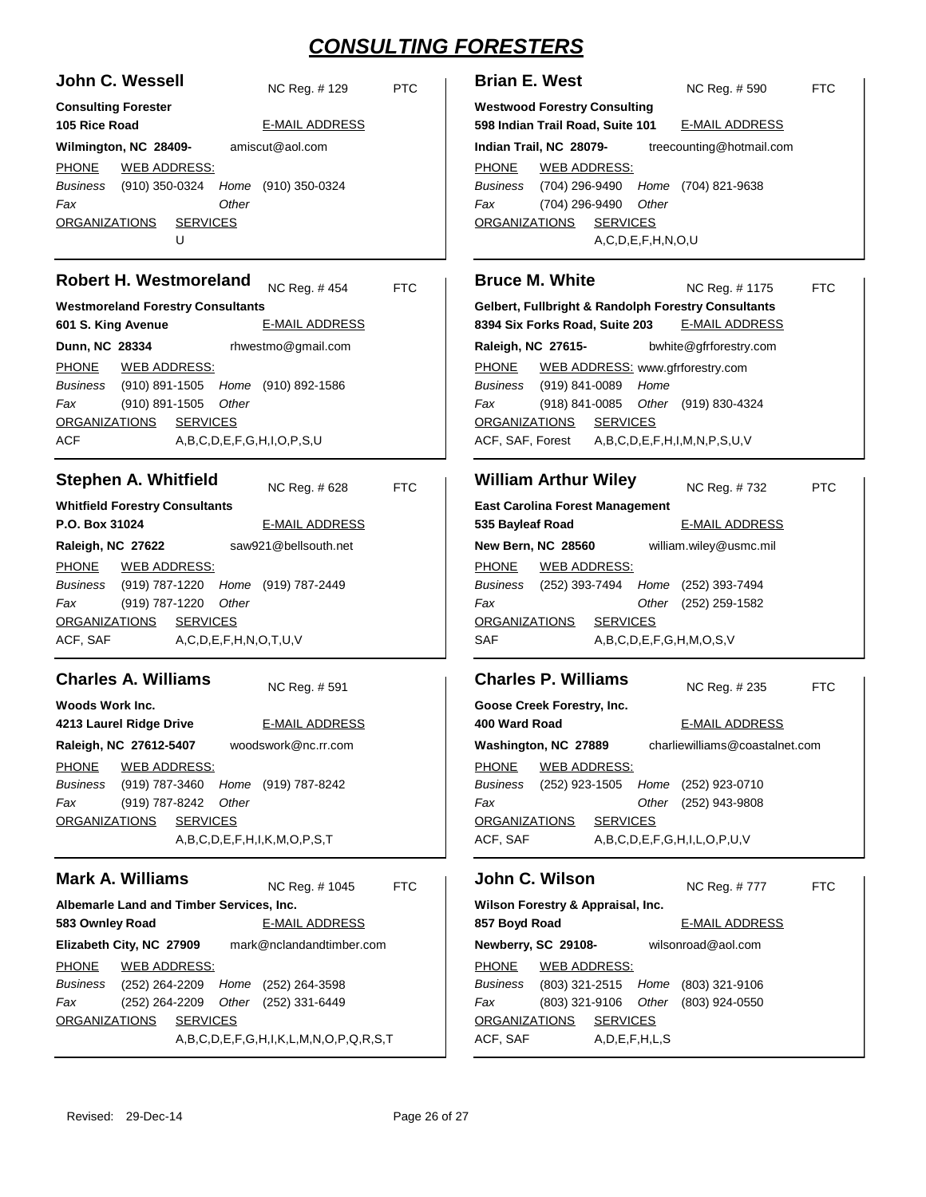# CONSULTING FORESTERS

## John C. Wessell

NC Reg. # 129 — PTC

**Consulting Forester**
**105 Rice Road**
**Wilmington, NC 28409-**

E-MAIL ADDRESS: amiscut@aol.com

PHONE — WEB ADDRESS:

*Business* (910) 350-0324 — *Home* (910) 350-0324
*Fax* — *Other*

ORGANIZATIONS — SERVICES: U

## Robert H. Westmoreland

NC Reg. # 454 — FTC

**Westmoreland Forestry Consultants**
**601 S. King Avenue**
**Dunn, NC 28334**

E-MAIL ADDRESS: rhwestmo@gmail.com

PHONE — WEB ADDRESS:

*Business* (910) 891-1505 — *Home* (910) 892-1586
*Fax* (910) 891-1505 — *Other*

ORGANIZATIONS: ACF
SERVICES: A,B,C,D,E,F,G,H,I,O,P,S,U

## Stephen A. Whitfield

NC Reg. # 628 — FTC

**Whitfield Forestry Consultants**
**P.O. Box 31024**
**Raleigh, NC 27622**

E-MAIL ADDRESS: saw921@bellsouth.net

PHONE — WEB ADDRESS:

*Business* (919) 787-1220 — *Home* (919) 787-2449
*Fax* (919) 787-1220 — *Other*

ORGANIZATIONS: ACF, SAF
SERVICES: A,C,D,E,F,H,N,O,T,U,V

## Charles A. Williams

NC Reg. # 591

**Woods Work Inc.**
**4213 Laurel Ridge Drive**
**Raleigh, NC 27612-5407**

E-MAIL ADDRESS: woodswork@nc.rr.com

PHONE — WEB ADDRESS:

*Business* (919) 787-3460 — *Home* (919) 787-8242
*Fax* (919) 787-8242 — *Other*

ORGANIZATIONS — SERVICES: A,B,C,D,E,F,H,I,K,M,O,P,S,T

## Mark A. Williams

NC Reg. # 1045 — FTC

**Albemarle Land and Timber Services, Inc.**
**583 Ownley Road**
**Elizabeth City, NC 27909**

E-MAIL ADDRESS: mark@nclandandtimber.com

PHONE — WEB ADDRESS:

*Business* (252) 264-2209 — *Home* (252) 264-3598
*Fax* (252) 264-2209 — *Other* (252) 331-6449

ORGANIZATIONS — SERVICES: A,B,C,D,E,F,G,H,I,K,L,M,N,O,P,Q,R,S,T

## Brian E. West

NC Reg. # 590 — FTC

**Westwood Forestry Consulting**
**598 Indian Trail Road, Suite 101**
**Indian Trail, NC 28079-**

E-MAIL ADDRESS: treecounting@hotmail.com

PHONE — WEB ADDRESS:

*Business* (704) 296-9490 — *Home* (704) 821-9638
*Fax* (704) 296-9490 — *Other*

ORGANIZATIONS — SERVICES: A,C,D,E,F,H,N,O,U

## Bruce M. White

NC Reg. # 1175 — FTC

**Gelbert, Fullbright & Randolph Forestry Consultants**
**8394 Six Forks Road, Suite 203**
**Raleigh, NC 27615-**

E-MAIL ADDRESS: bwhite@gfrforestry.com

PHONE — WEB ADDRESS: www.gfrforestry.com

*Business* (919) 841-0089 — *Home*
*Fax* (918) 841-0085 — *Other* (919) 830-4324

ORGANIZATIONS: ACF, SAF, Forest
SERVICES: A,B,C,D,E,F,H,I,M,N,P,S,U,V

## William Arthur Wiley

NC Reg. # 732 — PTC

**East Carolina Forest Management**
**535 Bayleaf Road**
**New Bern, NC 28560**

E-MAIL ADDRESS: william.wiley@usmc.mil

PHONE — WEB ADDRESS:

*Business* (252) 393-7494 — *Home* (252) 393-7494
*Fax* — *Other* (252) 259-1582

ORGANIZATIONS: SAF
SERVICES: A,B,C,D,E,F,G,H,M,O,S,V

## Charles P. Williams

NC Reg. # 235 — FTC

**Goose Creek Forestry, Inc.**
**400 Ward Road**
**Washington, NC 27889**

E-MAIL ADDRESS: charliewilliams@coastalnet.com

PHONE — WEB ADDRESS:

*Business* (252) 923-1505 — *Home* (252) 923-0710
*Fax* — *Other* (252) 943-9808

ORGANIZATIONS: ACF, SAF
SERVICES: A,B,C,D,E,F,G,H,I,L,O,P,U,V

## John C. Wilson

NC Reg. # 777 — FTC

**Wilson Forestry & Appraisal, Inc.**
**857 Boyd Road**
**Newberry, SC 29108-**

E-MAIL ADDRESS: wilsonroad@aol.com

PHONE — WEB ADDRESS:

*Business* (803) 321-2515 — *Home* (803) 321-9106
*Fax* (803) 321-9106 — *Other* (803) 924-0550

ORGANIZATIONS: ACF, SAF
SERVICES: A,D,E,F,H,L,S

Revised: 29-Dec-14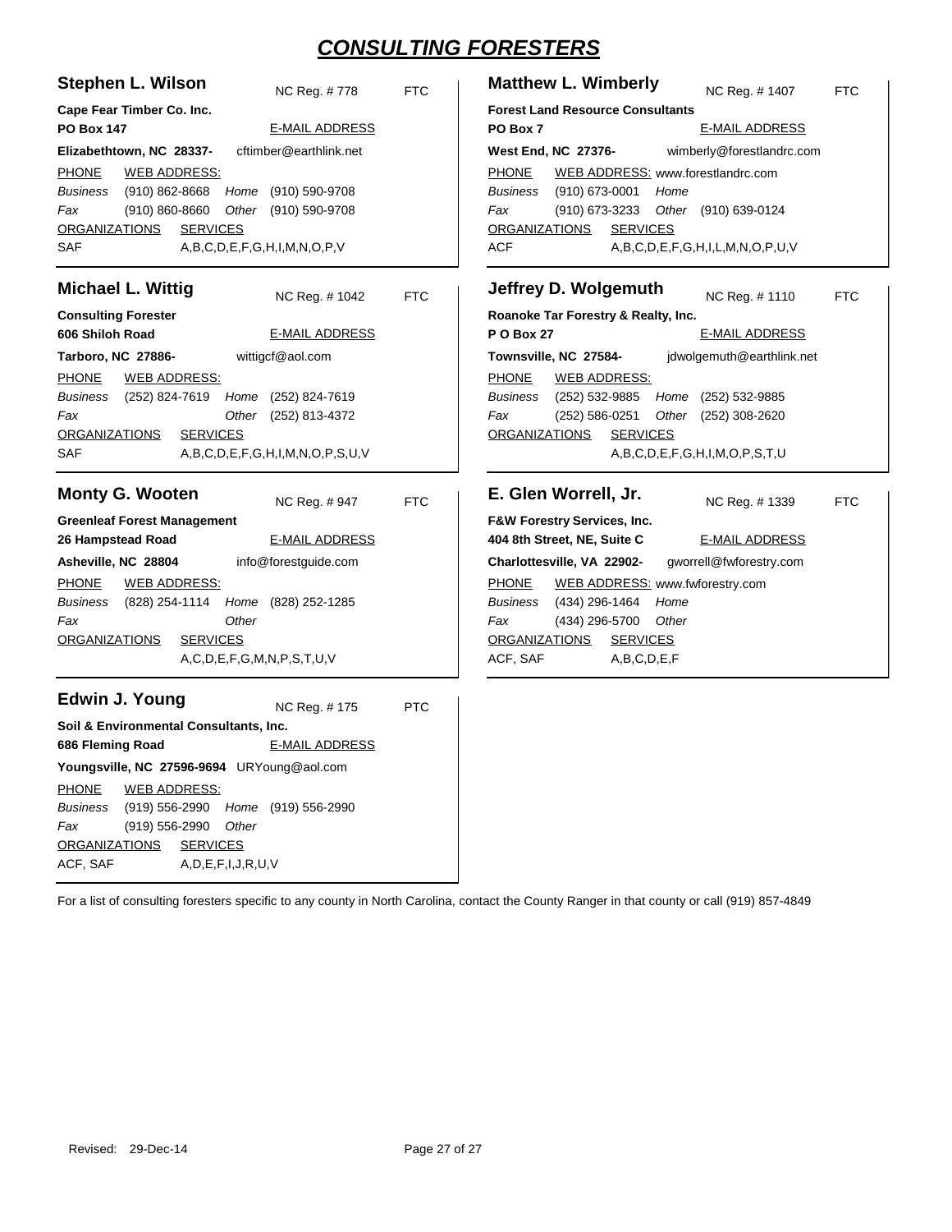# CONSULTING FORESTERS

## Stephen L. Wilson

NC Reg. # 778 FTC

**Cape Fear Timber Co. Inc.**
**PO Box 147**
**Elizabethtown, NC 28337-**

E-MAIL ADDRESS
cftimber@earthlink.net

PHONE WEB ADDRESS:
*Business* (910) 862-8668 *Home* (910) 590-9708
*Fax* (910) 860-8660 *Other* (910) 590-9708

ORGANIZATIONS SERVICES
SAF A,B,C,D,E,F,G,H,I,M,N,O,P,V

## Michael L. Wittig

NC Reg. # 1042 FTC

**Consulting Forester**
**606 Shiloh Road**
**Tarboro, NC 27886-**

E-MAIL ADDRESS
wittigcf@aol.com

PHONE WEB ADDRESS:
*Business* (252) 824-7619 *Home* (252) 824-7619
*Fax* *Other* (252) 813-4372

ORGANIZATIONS SERVICES
SAF A,B,C,D,E,F,G,H,I,M,N,O,P,S,U,V

## Monty G. Wooten

NC Reg. # 947 FTC

**Greenleaf Forest Management**
**26 Hampstead Road**
**Asheville, NC 28804**

E-MAIL ADDRESS
info@forestguide.com

PHONE WEB ADDRESS:
*Business* (828) 254-1114 *Home* (828) 252-1285
*Fax* *Other*

ORGANIZATIONS SERVICES
A,C,D,E,F,G,M,N,P,S,T,U,V

## Edwin J. Young

NC Reg. # 175 PTC

**Soil & Environmental Consultants, Inc.**
**686 Fleming Road**
**Youngsville, NC 27596-9694**

E-MAIL ADDRESS
URYoung@aol.com

PHONE WEB ADDRESS:
*Business* (919) 556-2990 *Home* (919) 556-2990
*Fax* (919) 556-2990 *Other*

ORGANIZATIONS SERVICES
ACF, SAF A,D,E,F,I,J,R,U,V

## Matthew L. Wimberly

NC Reg. # 1407 FTC

**Forest Land Resource Consultants**
**PO Box 7**
**West End, NC 27376-**

E-MAIL ADDRESS
wimberly@forestlandrc.com

PHONE WEB ADDRESS: www.forestlandrc.com
*Business* (910) 673-0001 *Home*
*Fax* (910) 673-3233 *Other* (910) 639-0124

ORGANIZATIONS SERVICES
ACF A,B,C,D,E,F,G,H,I,L,M,N,O,P,U,V

## Jeffrey D. Wolgemuth

NC Reg. # 1110 FTC

**Roanoke Tar Forestry & Realty, Inc.**
**P O Box 27**
**Townsville, NC 27584-**

E-MAIL ADDRESS
jdwolgemuth@earthlink.net

PHONE WEB ADDRESS:
*Business* (252) 532-9885 *Home* (252) 532-9885
*Fax* (252) 586-0251 *Other* (252) 308-2620

ORGANIZATIONS SERVICES
A,B,C,D,E,F,G,H,I,M,O,P,S,T,U

## E. Glen Worrell, Jr.

NC Reg. # 1339 FTC

**F&W Forestry Services, Inc.**
**404 8th Street, NE, Suite C**
**Charlottesville, VA 22902-**

E-MAIL ADDRESS
gworrell@fwforestry.com

PHONE WEB ADDRESS: www.fwforestry.com
*Business* (434) 296-1464 *Home*
*Fax* (434) 296-5700 *Other*

ORGANIZATIONS SERVICES
ACF, SAF A,B,C,D,E,F

For a list of consulting foresters specific to any county in North Carolina, contact the County Ranger in that county or call (919) 857-4849

Revised: 29-Dec-14